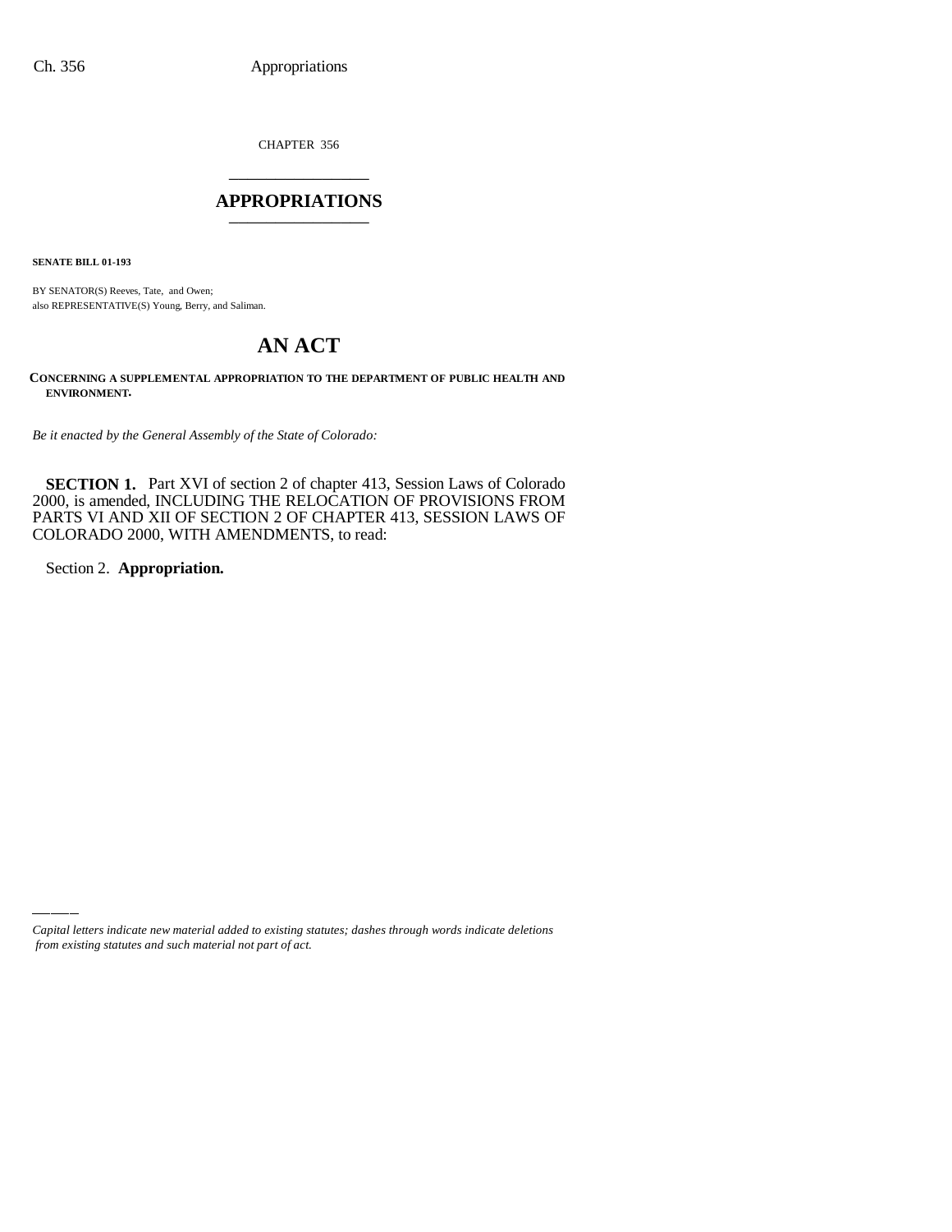CHAPTER 356

# APPROPRIATIONS

**SENATE BILL 01-193**

BY SENATOR(S) Reeves, Tate, and Owen;
also REPRESENTATIVE(S) Young, Berry, and Saliman.

# AN ACT

**CONCERNING A SUPPLEMENTAL APPROPRIATION TO THE DEPARTMENT OF PUBLIC HEALTH AND ENVIRONMENT.**

*Be it enacted by the General Assembly of the State of Colorado:*

**SECTION 1.** Part XVI of section 2 of chapter 413, Session Laws of Colorado 2000, is amended, INCLUDING THE RELOCATION OF PROVISIONS FROM PARTS VI AND XII OF SECTION 2 OF CHAPTER 413, SESSION LAWS OF COLORADO 2000, WITH AMENDMENTS, to read:

Section 2. **Appropriation.**

*Capital letters indicate new material added to existing statutes; dashes through words indicate deletions from existing statutes and such material not part of act.*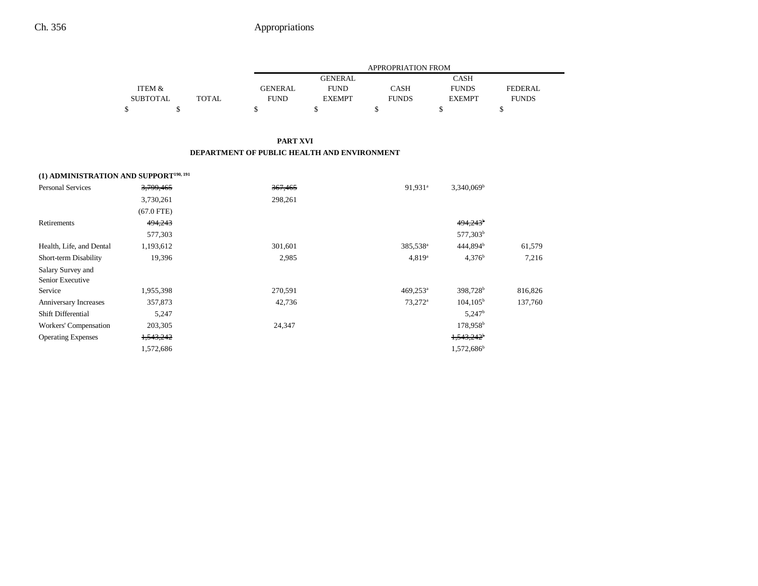## PART XVI

## DEPARTMENT OF PUBLIC HEALTH AND ENVIRONMENT

| | ITEM & SUBTOTAL | TOTAL | GENERAL FUND | GENERAL FUND EXEMPT | CASH FUNDS | CASH FUNDS EXEMPT | FEDERAL FUNDS |
|---|---|---|---|---|---|---|---|
| | $ | $ | $ | $ | $ | $ | $ |
| **(1) ADMINISTRATION AND SUPPORT**[190, 191] | | | | | | | |
| Personal Services | ~~3,799,465~~ | | ~~367,465~~ | | 91,931[a] | 3,340,069[b] | |
| | 3,730,261 | | 298,261 | | | | |
| | (67.0 FTE) | | | | | | |
| Retirements | ~~494,243~~ | | | | | ~~494,243~~[b] | |
| | 577,303 | | | | | 577,303[b] | |
| Health, Life, and Dental | 1,193,612 | | 301,601 | | 385,538[a] | 444,894[b] | 61,579 |
| Short-term Disability | 19,396 | | 2,985 | | 4,819[a] | 4,376[b] | 7,216 |
| Salary Survey and Senior Executive Service | 1,955,398 | | 270,591 | | 469,253[a] | 398,728[b] | 816,826 |
| Anniversary Increases | 357,873 | | 42,736 | | 73,272[a] | 104,105[b] | 137,760 |
| Shift Differential | 5,247 | | | | | 5,247[b] | |
| Workers' Compensation | 203,305 | | 24,347 | | | 178,958[b] | |
| Operating Expenses | ~~1,543,242~~ | | | | | ~~1,543,242~~[b] | |
| | 1,572,686 | | | | | 1,572,686[b] | |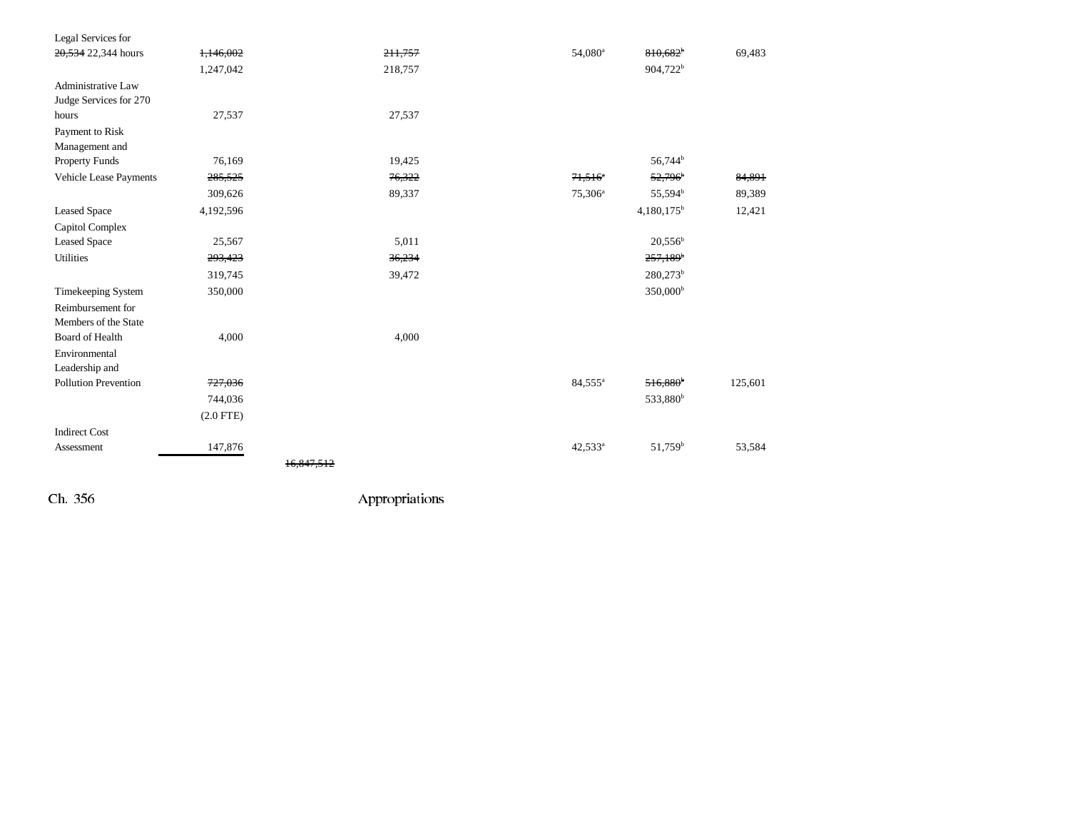| | | | | | | |
|---|---|---|---|---|---|---|
| Legal Services for ~~20,534~~ 22,344 hours | ~~1,146,002~~ | | ~~211,757~~ | 54,080[a] | ~~810,682~~[b] | 69,483 |
| | 1,247,042 | | 218,757 | | 904,722[b] | |
| Administrative Law Judge Services for 270 hours | 27,537 | | 27,537 | | | |
| Payment to Risk Management and Property Funds | 76,169 | | 19,425 | | 56,744[b] | |
| Vehicle Lease Payments | ~~285,525~~ | | ~~76,322~~ | ~~71,516~~[a] | ~~52,796~~[b] | ~~84,891~~ |
| | 309,626 | | 89,337 | 75,306[a] | 55,594[b] | 89,389 |
| Leased Space | 4,192,596 | | | | 4,180,175[b] | 12,421 |
| Capitol Complex Leased Space | 25,567 | | 5,011 | | 20,556[b] | |
| Utilities | ~~293,423~~ | | ~~36,234~~ | | ~~257,189~~[b] | |
| | 319,745 | | 39,472 | | 280,273[b] | |
| Timekeeping System | 350,000 | | | | 350,000[b] | |
| Reimbursement for Members of the State Board of Health | 4,000 | | 4,000 | | | |
| Environmental Leadership and Pollution Prevention | ~~727,036~~ | | | 84,555[a] | ~~516,880~~[b] | 125,601 |
| | 744,036 | | | | 533,880[b] | |
| | (2.0 FTE) | | | | | |
| Indirect Cost Assessment | 147,876 | | | 42,533[a] | 51,759[b] | 53,584 |
| | | ~~16,847,512~~ | | | | |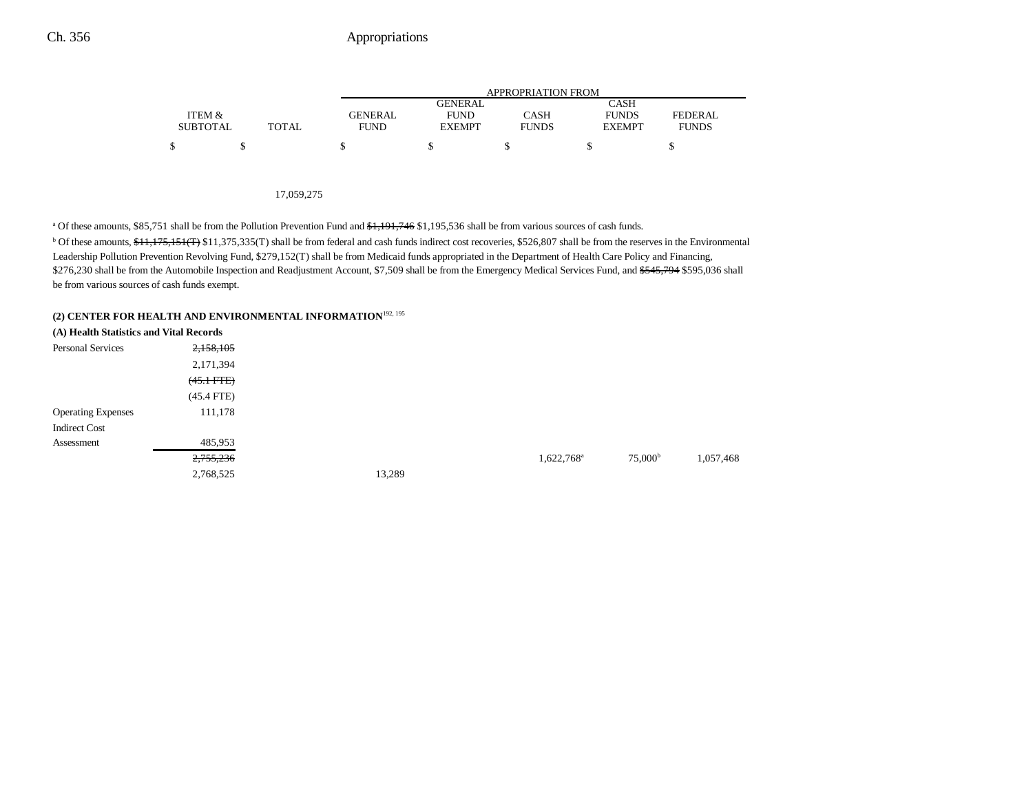| | ITEM & SUBTOTAL | TOTAL | GENERAL FUND | GENERAL FUND EXEMPT | CASH FUNDS | CASH FUNDS EXEMPT | FEDERAL FUNDS |
|---|---|---|---|---|---|---|---|
| | $ | $ | $ | $ | $ | $ | $ |
| | | 17,059,275 | | | | | |

[a] Of these amounts, $85,751 shall be from the Pollution Prevention Fund and ~~$1,191,746~~ $1,195,536 shall be from various sources of cash funds.

[b] Of these amounts, ~~$11,175,151(T)~~ $11,375,335(T) shall be from federal and cash funds indirect cost recoveries, $526,807 shall be from the reserves in the Environmental Leadership Pollution Prevention Revolving Fund, $279,152(T) shall be from Medicaid funds appropriated in the Department of Health Care Policy and Financing, $276,230 shall be from the Automobile Inspection and Readjustment Account, $7,509 shall be from the Emergency Medical Services Fund, and ~~$545,794~~ $595,036 shall be from various sources of cash funds exempt.

**(2) CENTER FOR HEALTH AND ENVIRONMENTAL INFORMATION**[192, 195]

**(A) Health Statistics and Vital Records**

| | ITEM & SUBTOTAL | TOTAL | GENERAL FUND | GENERAL FUND EXEMPT | CASH FUNDS | CASH FUNDS EXEMPT | FEDERAL FUNDS |
|---|---|---|---|---|---|---|---|
| Personal Services | ~~2,158,105~~ | | | | | | |
| | 2,171,394 | | | | | | |
| | ~~(45.1 FTE)~~ | | | | | | |
| | (45.4 FTE) | | | | | | |
| Operating Expenses | 111,178 | | | | | | |
| Indirect Cost Assessment | 485,953 | | | | | | |
| | ~~2,755,236~~ | | | | 1,622,768[a] | 75,000[b] | 1,057,468 |
| | 2,768,525 | | 13,289 | | | | |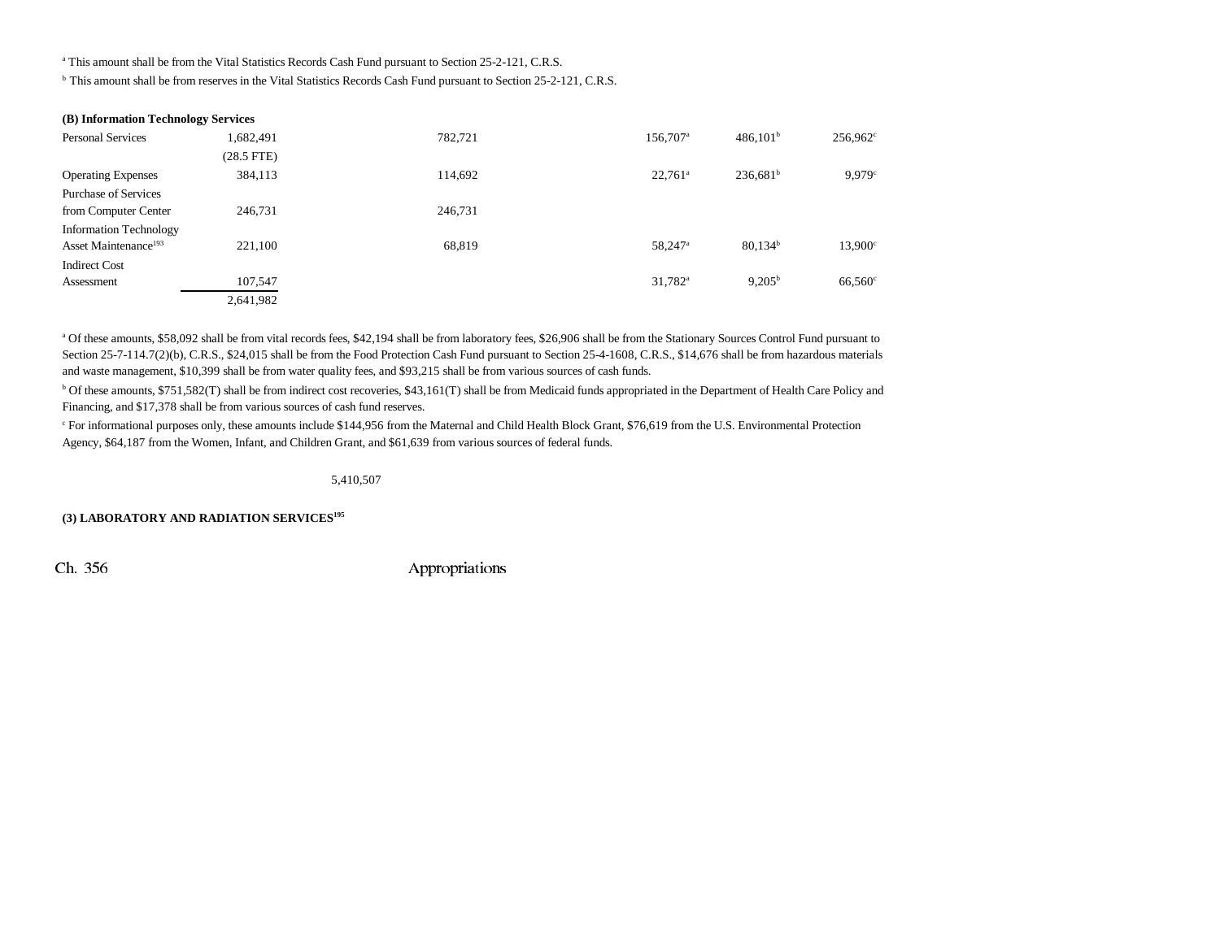[a] This amount shall be from the Vital Statistics Records Cash Fund pursuant to Section 25-2-121, C.R.S.

[b] This amount shall be from reserves in the Vital Statistics Records Cash Fund pursuant to Section 25-2-121, C.R.S.

**(B) Information Technology Services**

| | | | | | | |
|---|---|---|---|---|---|---|
| Personal Services | 1,682,491 | | 782,721 | 156,707[a] | 486,101[b] | 256,962[c] |
| | (28.5 FTE) | | | | | |
| Operating Expenses | 384,113 | | 114,692 | 22,761[a] | 236,681[b] | 9,979[c] |
| Purchase of Services from Computer Center | 246,731 | | 246,731 | | | |
| Information Technology Asset Maintenance[193] | 221,100 | | 68,819 | 58,247[a] | 80,134[b] | 13,900[c] |
| Indirect Cost Assessment | 107,547 | | | 31,782[a] | 9,205[b] | 66,560[c] |
| | 2,641,982 | | | | | |

[a] Of these amounts, $58,092 shall be from vital records fees, $42,194 shall be from laboratory fees, $26,906 shall be from the Stationary Sources Control Fund pursuant to Section 25-7-114.7(2)(b), C.R.S., $24,015 shall be from the Food Protection Cash Fund pursuant to Section 25-4-1608, C.R.S., $14,676 shall be from hazardous materials and waste management, $10,399 shall be from water quality fees, and $93,215 shall be from various sources of cash funds.

[b] Of these amounts, $751,582(T) shall be from indirect cost recoveries, $43,161(T) shall be from Medicaid funds appropriated in the Department of Health Care Policy and Financing, and $17,378 shall be from various sources of cash fund reserves.

[c] For informational purposes only, these amounts include $144,956 from the Maternal and Child Health Block Grant, $76,619 from the U.S. Environmental Protection Agency, $64,187 from the Women, Infant, and Children Grant, and $61,639 from various sources of federal funds.

5,410,507

**(3) LABORATORY AND RADIATION SERVICES[195]**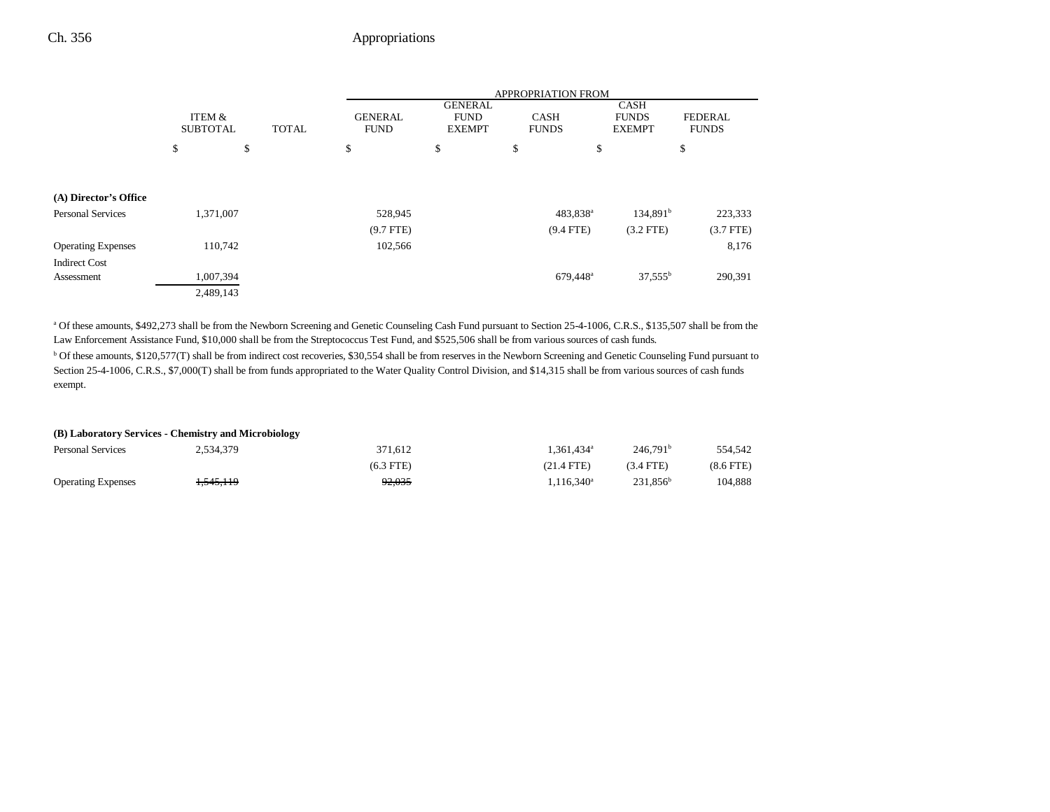| | ITEM & SUBTOTAL | TOTAL | APPROPRIATION FROM GENERAL FUND | GENERAL FUND EXEMPT | CASH FUNDS | CASH FUNDS EXEMPT | FEDERAL FUNDS |
|---|---|---|---|---|---|---|---|
| | $ | $ | $ | $ | $ | $ | $ |
| **(A) Director's Office** | | | | | | | |
| Personal Services | 1,371,007 | | 528,945 | | 483,838[a] | 134,891[b] | 223,333 |
| | | | (9.7 FTE) | | (9.4 FTE) | (3.2 FTE) | (3.7 FTE) |
| Operating Expenses | 110,742 | | 102,566 | | | | 8,176 |
| Indirect Cost Assessment | 1,007,394 | | | | 679,448[a] | 37,555[b] | 290,391 |
| | 2,489,143 | | | | | | |

[a] Of these amounts, $492,273 shall be from the Newborn Screening and Genetic Counseling Cash Fund pursuant to Section 25-4-1006, C.R.S., $135,507 shall be from the Law Enforcement Assistance Fund, $10,000 shall be from the Streptococcus Test Fund, and $525,506 shall be from various sources of cash funds.

[b] Of these amounts, $120,577(T) shall be from indirect cost recoveries, $30,554 shall be from reserves in the Newborn Screening and Genetic Counseling Fund pursuant to Section 25-4-1006, C.R.S., $7,000(T) shall be from funds appropriated to the Water Quality Control Division, and $14,315 shall be from various sources of cash funds exempt.

| | ITEM & SUBTOTAL | TOTAL | GENERAL FUND | GENERAL FUND EXEMPT | CASH FUNDS | CASH FUNDS EXEMPT | FEDERAL FUNDS |
|---|---|---|---|---|---|---|---|
| **(B) Laboratory Services - Chemistry and Microbiology** | | | | | | | |
| Personal Services | 2,534,379 | | 371,612 | | 1,361,434[a] | 246,791[b] | 554,542 |
| | | | (6.3 FTE) | | (21.4 FTE) | (3.4 FTE) | (8.6 FTE) |
| Operating Expenses | ~~1,545,119~~ | | ~~92,035~~ | | 1,116,340[a] | 231,856[b] | 104,888 |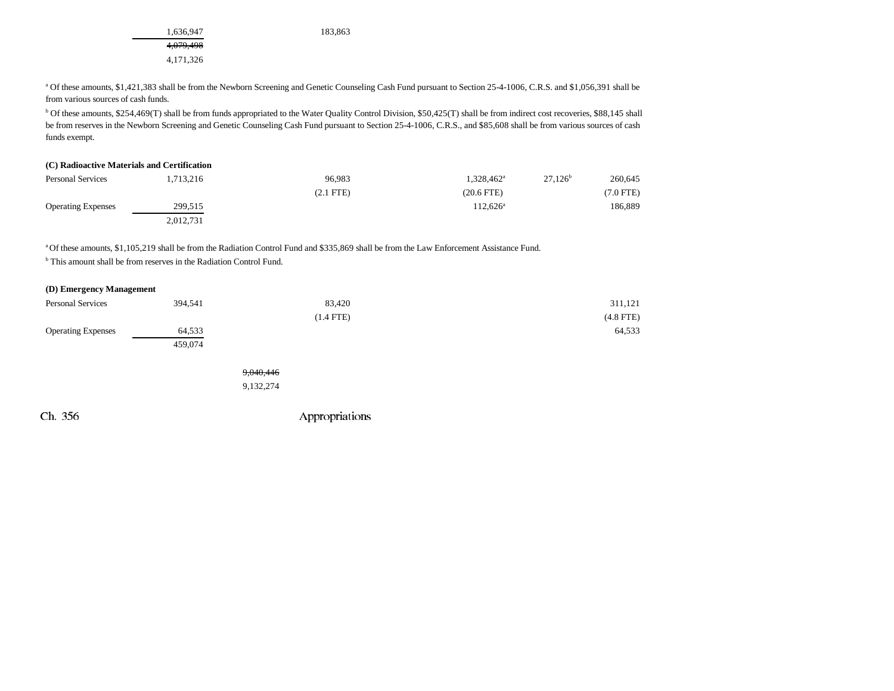| | | | | | |
|---|---|---|---|---|---|
| | 1,636,947 | 183,863 | | | |
| | ~~4,079,498~~ | | | | |
| | 4,171,326 | | | | |

[a] Of these amounts, $1,421,383 shall be from the Newborn Screening and Genetic Counseling Cash Fund pursuant to Section 25-4-1006, C.R.S. and $1,056,391 shall be from various sources of cash funds.

[b] Of these amounts, $254,469(T) shall be from funds appropriated to the Water Quality Control Division, $50,425(T) shall be from indirect cost recoveries, $88,145 shall be from reserves in the Newborn Screening and Genetic Counseling Cash Fund pursuant to Section 25-4-1006, C.R.S., and $85,608 shall be from various sources of cash funds exempt.

**(C) Radioactive Materials and Certification**

| | | | | | |
|---|---|---|---|---|---|
| Personal Services | 1,713,216 | 96,983 | 1,328,462[a] | 27,126[b] | 260,645 |
| | | (2.1 FTE) | (20.6 FTE) | | (7.0 FTE) |
| Operating Expenses | 299,515 | | 112,626[a] | | 186,889 |
| | 2,012,731 | | | | |

[a] Of these amounts, $1,105,219 shall be from the Radiation Control Fund and $335,869 shall be from the Law Enforcement Assistance Fund.

[b] This amount shall be from reserves in the Radiation Control Fund.

**(D) Emergency Management**

| | | | | | |
|---|---|---|---|---|---|
| Personal Services | 394,541 | 83,420 | | | 311,121 |
| | | (1.4 FTE) | | | (4.8 FTE) |
| Operating Expenses | 64,533 | | | | 64,533 |
| | 459,074 | | | | |

~~9,040,446~~

9,132,274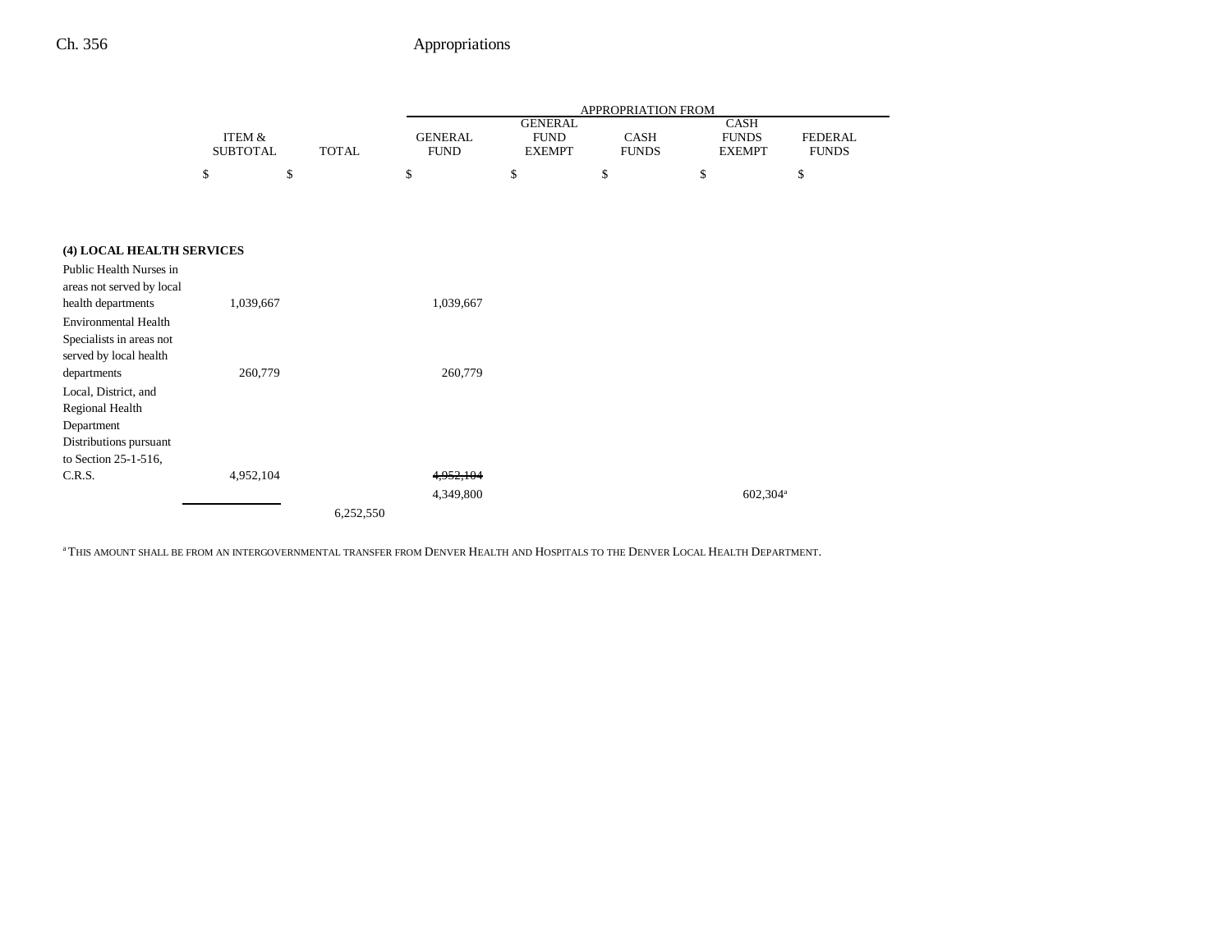| | ITEM & SUBTOTAL | TOTAL | APPROPRIATION FROM GENERAL FUND | GENERAL FUND EXEMPT | CASH FUNDS | CASH FUNDS EXEMPT | FEDERAL FUNDS |
|---|---|---|---|---|---|---|---|
| | $ | $ | $ | $ | $ | $ | $ |
| **(4) LOCAL HEALTH SERVICES** | | | | | | | |
| Public Health Nurses in areas not served by local health departments | 1,039,667 | | 1,039,667 | | | | |
| Environmental Health Specialists in areas not served by local health departments | 260,779 | | 260,779 | | | | |
| Local, District, and Regional Health Department Distributions pursuant to Section 25-1-516, C.R.S. | 4,952,104 | | ~~4,952,104~~ 4,349,800 | | | 602,304[a] | |
| | | 6,252,550 | | | | | |

[a] THIS AMOUNT SHALL BE FROM AN INTERGOVERNMENTAL TRANSFER FROM DENVER HEALTH AND HOSPITALS TO THE DENVER LOCAL HEALTH DEPARTMENT.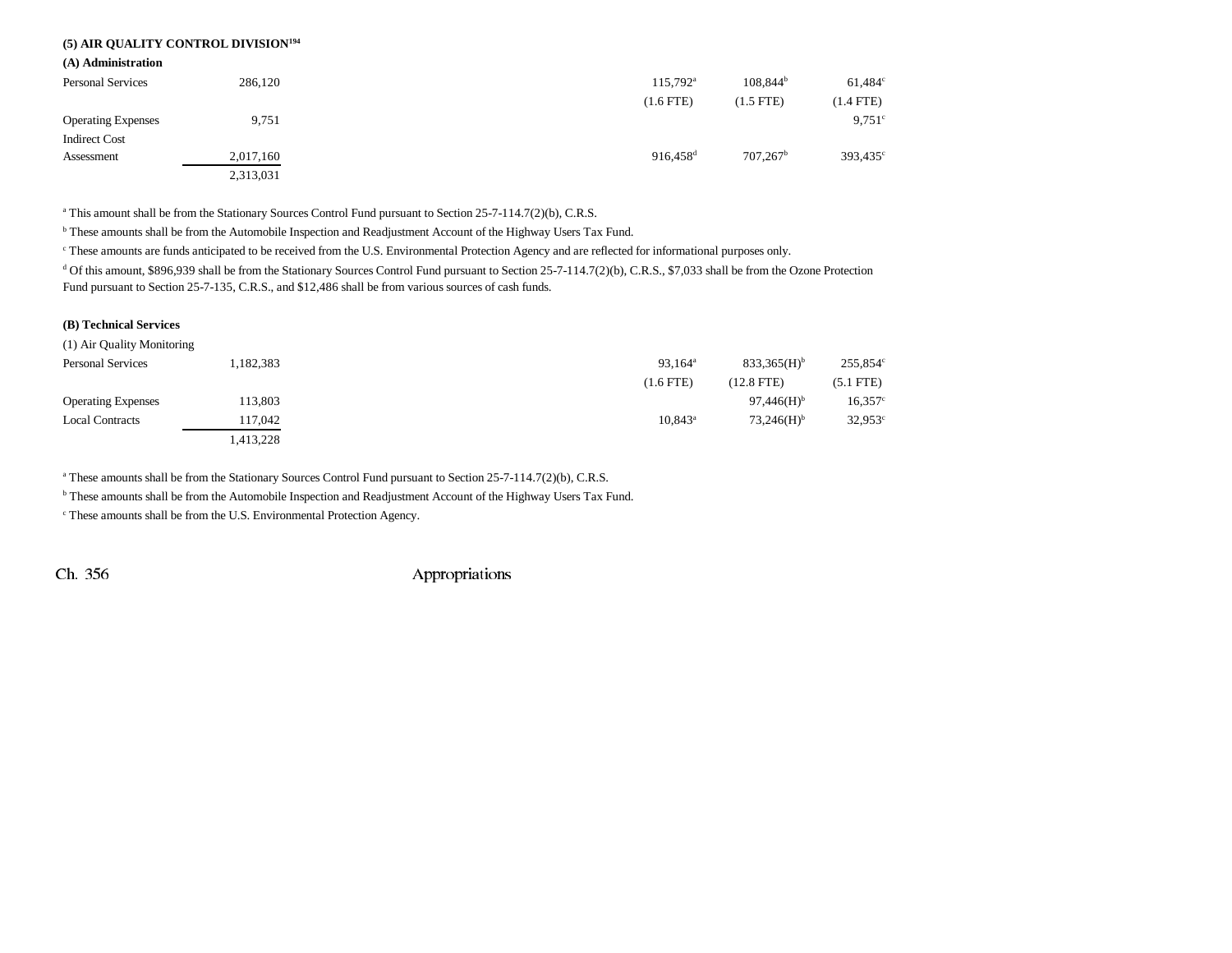### (5) AIR QUALITY CONTROL DIVISION[194]

#### (A) Administration

| | | | | |
|---|---|---|---|---|
| Personal Services | 286,120 | 115,792[a] | 108,844[b] | 61,484[c] |
| | | (1.6 FTE) | (1.5 FTE) | (1.4 FTE) |
| Operating Expenses | 9,751 | | | 9,751[c] |
| Indirect Cost Assessment | 2,017,160 | 916,458[d] | 707,267[b] | 393,435[c] |
| | 2,313,031 | | | |

[a] This amount shall be from the Stationary Sources Control Fund pursuant to Section 25-7-114.7(2)(b), C.R.S.

[b] These amounts shall be from the Automobile Inspection and Readjustment Account of the Highway Users Tax Fund.

[c] These amounts are funds anticipated to be received from the U.S. Environmental Protection Agency and are reflected for informational purposes only.

[d] Of this amount, $896,939 shall be from the Stationary Sources Control Fund pursuant to Section 25-7-114.7(2)(b), C.R.S., $7,033 shall be from the Ozone Protection Fund pursuant to Section 25-7-135, C.R.S., and $12,486 shall be from various sources of cash funds.

#### (B) Technical Services

(1) Air Quality Monitoring

| | | | | |
|---|---|---|---|---|
| Personal Services | 1,182,383 | 93,164[a] | 833,365(H)[b] | 255,854[c] |
| | | (1.6 FTE) | (12.8 FTE) | (5.1 FTE) |
| Operating Expenses | 113,803 | | 97,446(H)[b] | 16,357[c] |
| Local Contracts | 117,042 | 10,843[a] | 73,246(H)[b] | 32,953[c] |
| | 1,413,228 | | | |

[a] These amounts shall be from the Stationary Sources Control Fund pursuant to Section 25-7-114.7(2)(b), C.R.S.

[b] These amounts shall be from the Automobile Inspection and Readjustment Account of the Highway Users Tax Fund.

[c] These amounts shall be from the U.S. Environmental Protection Agency.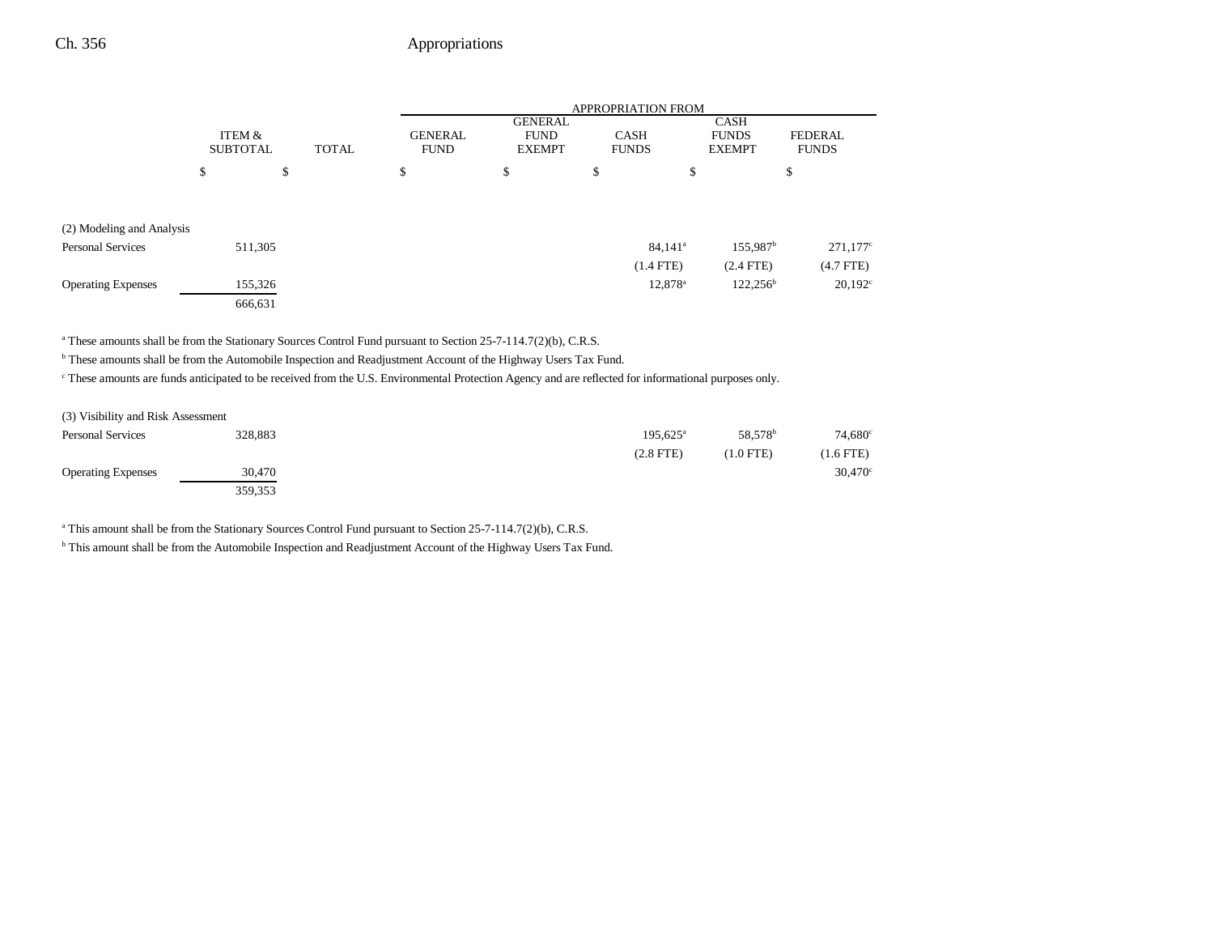| | ITEM & SUBTOTAL | TOTAL | APPROPRIATION FROM GENERAL FUND | GENERAL FUND EXEMPT | CASH FUNDS | CASH FUNDS EXEMPT | FEDERAL FUNDS |
|---|---|---|---|---|---|---|---|
| | $ | $ | $ | $ | $ | $ | $ |
| (2) Modeling and Analysis | | | | | | | |
| Personal Services | 511,305 | | | | 84,141[a] | 155,987[b] | 271,177[c] |
| | | | | | (1.4 FTE) | (2.4 FTE) | (4.7 FTE) |
| Operating Expenses | 155,326 | | | | 12,878[a] | 122,256[b] | 20,192[c] |
| | 666,631 | | | | | | |

[a] These amounts shall be from the Stationary Sources Control Fund pursuant to Section 25-7-114.7(2)(b), C.R.S.

[b] These amounts shall be from the Automobile Inspection and Readjustment Account of the Highway Users Tax Fund.

[c] These amounts are funds anticipated to be received from the U.S. Environmental Protection Agency and are reflected for informational purposes only.

| | ITEM & SUBTOTAL | TOTAL | GENERAL FUND | GENERAL FUND EXEMPT | CASH FUNDS | CASH FUNDS EXEMPT | FEDERAL FUNDS |
|---|---|---|---|---|---|---|---|
| (3) Visibility and Risk Assessment | | | | | | | |
| Personal Services | 328,883 | | | | 195,625[a] | 58,578[b] | 74,680[c] |
| | | | | | (2.8 FTE) | (1.0 FTE) | (1.6 FTE) |
| Operating Expenses | 30,470 | | | | | | 30,470[c] |
| | 359,353 | | | | | | |

[a] This amount shall be from the Stationary Sources Control Fund pursuant to Section 25-7-114.7(2)(b), C.R.S.

[b] This amount shall be from the Automobile Inspection and Readjustment Account of the Highway Users Tax Fund.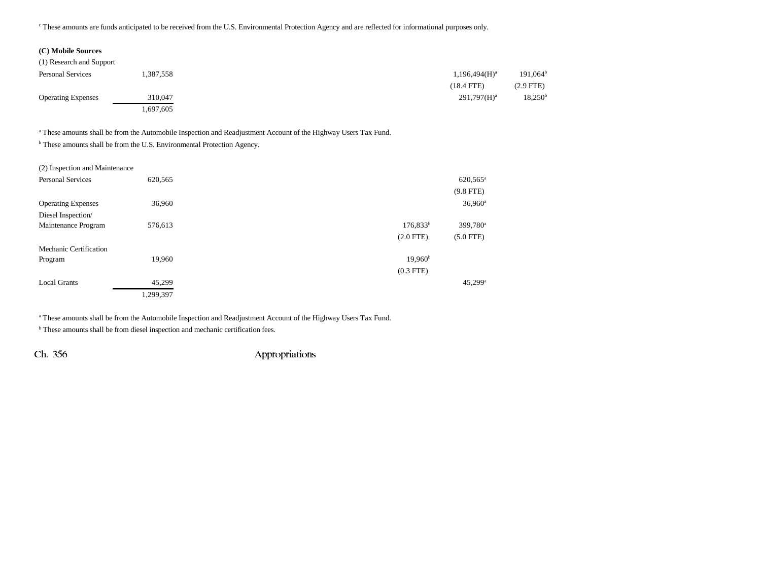[c] These amounts are funds anticipated to be received from the U.S. Environmental Protection Agency and are reflected for informational purposes only.

**(C) Mobile Sources**

(1) Research and Support

| | | | | | | |
|---|---|---|---|---|---|---|
| Personal Services | 1,387,558 | | | | 1,196,494(H)[a] | 191,064[b] |
| | | | | | (18.4 FTE) | (2.9 FTE) |
| Operating Expenses | 310,047 | | | | 291,797(H)[a] | 18,250[b] |
| | 1,697,605 | | | | | |

[a] These amounts shall be from the Automobile Inspection and Readjustment Account of the Highway Users Tax Fund.

[b] These amounts shall be from the U.S. Environmental Protection Agency.

(2) Inspection and Maintenance

| | | | | | | |
|---|---|---|---|---|---|---|
| Personal Services | 620,565 | | | | 620,565[a] | |
| | | | | | (9.8 FTE) | |
| Operating Expenses | 36,960 | | | | 36,960[a] | |
| Diesel Inspection/ Maintenance Program | 576,613 | | | 176,833[b] | 399,780[a] | |
| | | | | (2.0 FTE) | (5.0 FTE) | |
| Mechanic Certification Program | 19,960 | | | 19,960[b] | | |
| | | | | (0.3 FTE) | | |
| Local Grants | 45,299 | | | | 45,299[a] | |
| | 1,299,397 | | | | | |

[a] These amounts shall be from the Automobile Inspection and Readjustment Account of the Highway Users Tax Fund.

[b] These amounts shall be from diesel inspection and mechanic certification fees.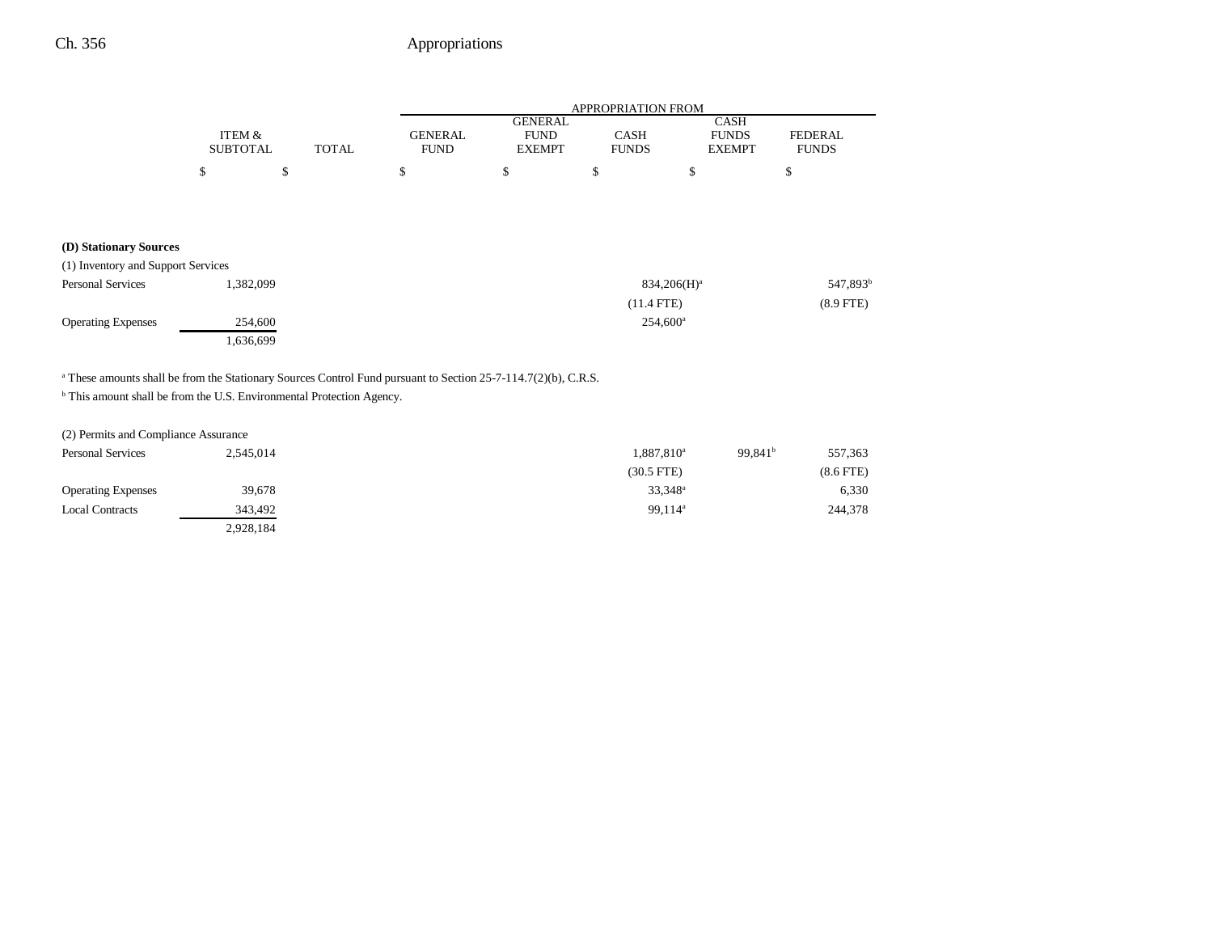| | ITEM & SUBTOTAL | TOTAL | APPROPRIATION FROM GENERAL FUND | GENERAL FUND EXEMPT | CASH FUNDS | CASH FUNDS EXEMPT | FEDERAL FUNDS |
|---|---|---|---|---|---|---|---|
| | $ | $ | $ | $ | $ | $ | $ |
| **(D) Stationary Sources** | | | | | | | |
| (1) Inventory and Support Services | | | | | | | |
| Personal Services | 1,382,099 | | | | 834,206(H)[a] | | 547,893[b] |
| | | | | | (11.4 FTE) | | (8.9 FTE) |
| Operating Expenses | 254,600 | | | | 254,600[a] | | |
| | 1,636,699 | | | | | | |

[a] These amounts shall be from the Stationary Sources Control Fund pursuant to Section 25-7-114.7(2)(b), C.R.S.

[b] This amount shall be from the U.S. Environmental Protection Agency.

| | ITEM & SUBTOTAL | TOTAL | GENERAL FUND | GENERAL FUND EXEMPT | CASH FUNDS | CASH FUNDS EXEMPT | FEDERAL FUNDS |
|---|---|---|---|---|---|---|---|
| (2) Permits and Compliance Assurance | | | | | | | |
| Personal Services | 2,545,014 | | | | 1,887,810[a] | 99,841[b] | 557,363 |
| | | | | | (30.5 FTE) | | (8.6 FTE) |
| Operating Expenses | 39,678 | | | | 33,348[a] | | 6,330 |
| Local Contracts | 343,492 | | | | 99,114[a] | | 244,378 |
| | 2,928,184 | | | | | | |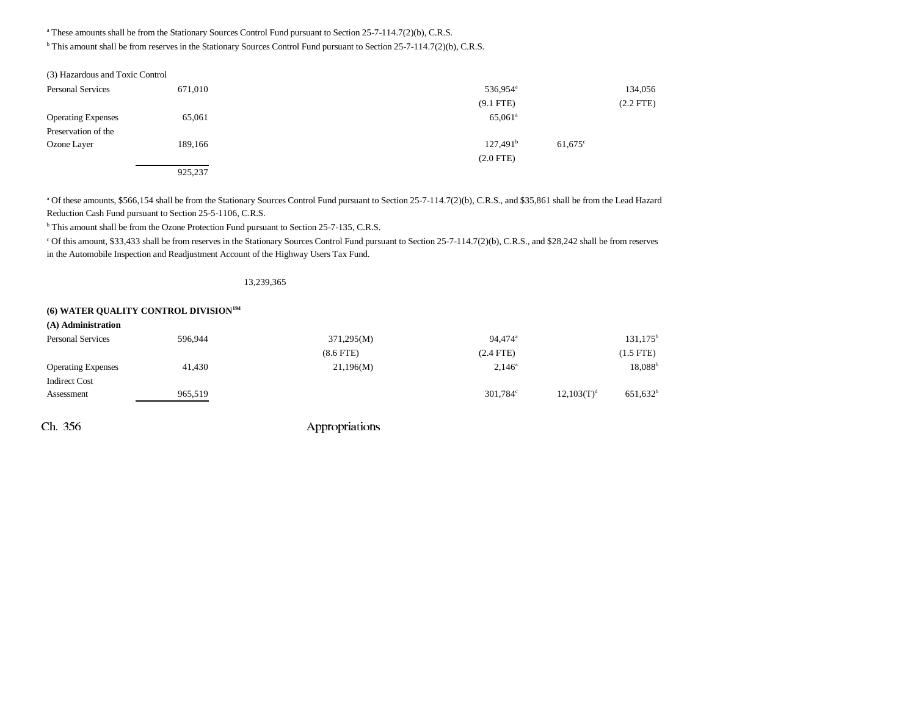[a] These amounts shall be from the Stationary Sources Control Fund pursuant to Section 25-7-114.7(2)(b), C.R.S.

[b] This amount shall be from reserves in the Stationary Sources Control Fund pursuant to Section 25-7-114.7(2)(b), C.R.S.

| | | | | | |
|---|---|---|---|---|---|
| (3) Hazardous and Toxic Control | | | | | |
| Personal Services | 671,010 | | 536,954[a] | | 134,056 |
| | | | (9.1 FTE) | | (2.2 FTE) |
| Operating Expenses | 65,061 | | 65,061[a] | | |
| Preservation of the Ozone Layer | 189,166 | | 127,491[b] | 61,675[c] | |
| | | | (2.0 FTE) | | |
| | 925,237 | | | | |

[a] Of these amounts, $566,154 shall be from the Stationary Sources Control Fund pursuant to Section 25-7-114.7(2)(b), C.R.S., and $35,861 shall be from the Lead Hazard Reduction Cash Fund pursuant to Section 25-5-1106, C.R.S.

[b] This amount shall be from the Ozone Protection Fund pursuant to Section 25-7-135, C.R.S.

[c] Of this amount, $33,433 shall be from reserves in the Stationary Sources Control Fund pursuant to Section 25-7-114.7(2)(b), C.R.S., and $28,242 shall be from reserves in the Automobile Inspection and Readjustment Account of the Highway Users Tax Fund.

13,239,365

**(6) WATER QUALITY CONTROL DIVISION[194]**

| | | | | | |
|---|---|---|---|---|---|
| **(A) Administration** | | | | | |
| Personal Services | 596,944 | 371,295(M) | 94,474[a] | | 131,175[b] |
| | | (8.6 FTE) | (2.4 FTE) | | (1.5 FTE) |
| Operating Expenses | 41,430 | 21,196(M) | 2,146[a] | | 18,088[b] |
| Indirect Cost Assessment | 965,519 | | 301,784[c] | 12,103(T)[d] | 651,632[b] |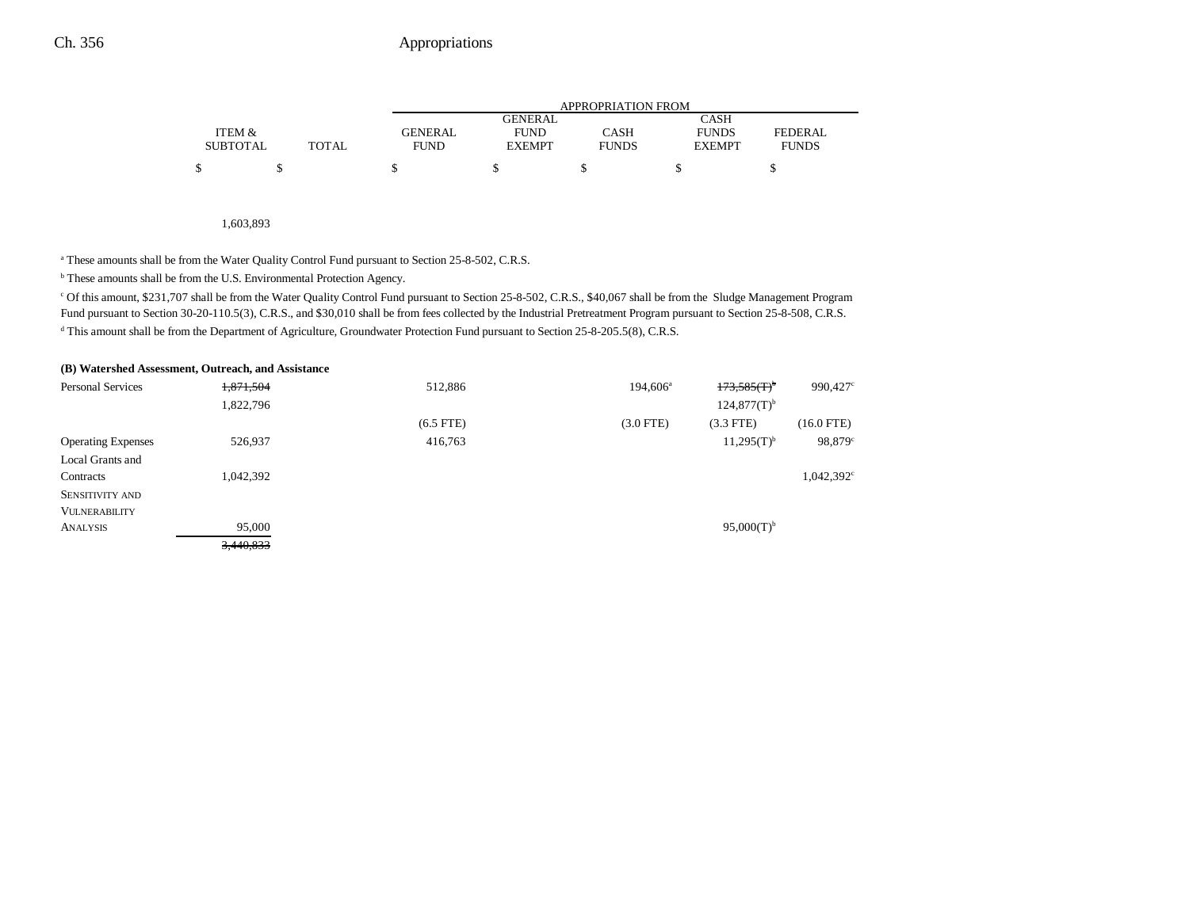| | ITEM & SUBTOTAL | TOTAL | GENERAL FUND | GENERAL FUND EXEMPT | CASH FUNDS | CASH FUNDS EXEMPT | FEDERAL FUNDS |
|---|---|---|---|---|---|---|---|
| | | | APPROPRIATION FROM | | | | |
| | $ | $ | $ | $ | $ | $ | $ |
| | 1,603,893 | | | | | | |

[a] These amounts shall be from the Water Quality Control Fund pursuant to Section 25-8-502, C.R.S.

[b] These amounts shall be from the U.S. Environmental Protection Agency.

[c] Of this amount, $231,707 shall be from the Water Quality Control Fund pursuant to Section 25-8-502, C.R.S., $40,067 shall be from the Sludge Management Program Fund pursuant to Section 30-20-110.5(3), C.R.S., and $30,010 shall be from fees collected by the Industrial Pretreatment Program pursuant to Section 25-8-508, C.R.S.

[d] This amount shall be from the Department of Agriculture, Groundwater Protection Fund pursuant to Section 25-8-205.5(8), C.R.S.

**(B) Watershed Assessment, Outreach, and Assistance**

| | ITEM & SUBTOTAL | TOTAL | GENERAL FUND | GENERAL FUND EXEMPT | CASH FUNDS | CASH FUNDS EXEMPT | FEDERAL FUNDS |
|---|---|---|---|---|---|---|---|
| Personal Services | ~~1,871,504~~ 1,822,796 | | 512,886 | | 194,606[a] | ~~173,585(T)[b]~~ 124,877(T)[b] | 990,427[c] |
| | | | (6.5 FTE) | | (3.0 FTE) | (3.3 FTE) | (16.0 FTE) |
| Operating Expenses | 526,937 | | 416,763 | | | 11,295(T)[b] | 98,879[c] |
| Local Grants and Contracts | 1,042,392 | | | | | | 1,042,392[c] |
| Sensitivity and Vulnerability Analysis | 95,000 | | | | | 95,000(T)[b] | |
| | ~~3,440,833~~ | | | | | | |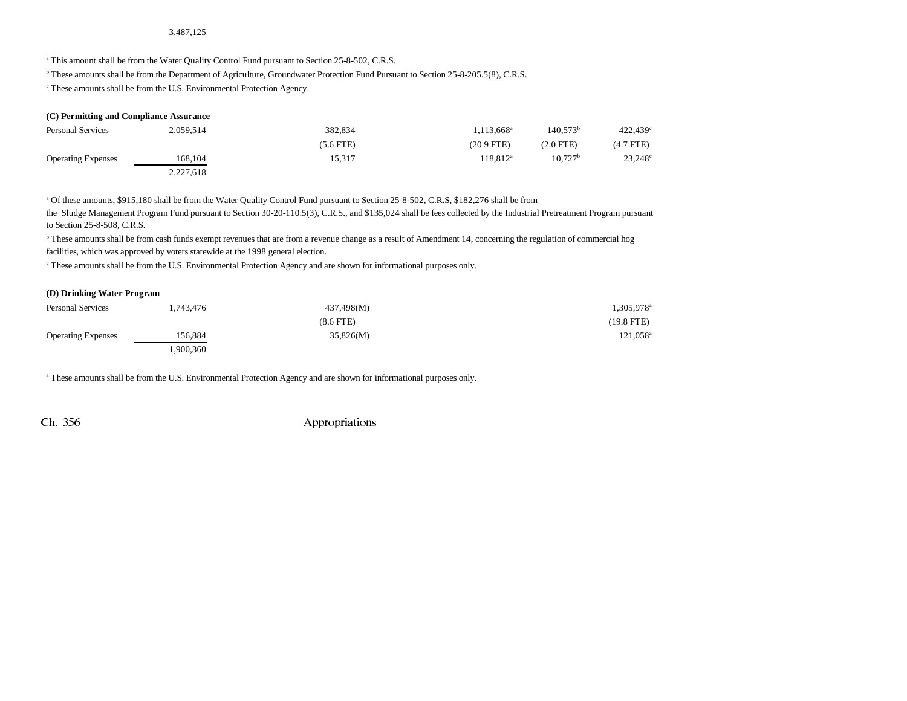3,487,125

[a] This amount shall be from the Water Quality Control Fund pursuant to Section 25-8-502, C.R.S.

[b] These amounts shall be from the Department of Agriculture, Groundwater Protection Fund Pursuant to Section 25-8-205.5(8), C.R.S.

[c] These amounts shall be from the U.S. Environmental Protection Agency.

**(C) Permitting and Compliance Assurance**

| | | | | | |
|---|---|---|---|---|---|
| Personal Services | 2,059,514 | 382,834 | 1,113,668[a] | 140,573[b] | 422,439[c] |
| | | (5.6 FTE) | (20.9 FTE) | (2.0 FTE) | (4.7 FTE) |
| Operating Expenses | 168,104 | 15,317 | 118,812[a] | 10,727[b] | 23,248[c] |
| | 2,227,618 | | | | |

[a] Of these amounts, $915,180 shall be from the Water Quality Control Fund pursuant to Section 25-8-502, C.R.S, $182,276 shall be from the Sludge Management Program Fund pursuant to Section 30-20-110.5(3), C.R.S., and $135,024 shall be fees collected by the Industrial Pretreatment Program pursuant to Section 25-8-508, C.R.S.

[b] These amounts shall be from cash funds exempt revenues that are from a revenue change as a result of Amendment 14, concerning the regulation of commercial hog facilities, which was approved by voters statewide at the 1998 general election.

[c] These amounts shall be from the U.S. Environmental Protection Agency and are shown for informational purposes only.

**(D) Drinking Water Program**

| | | | |
|---|---|---|---|
| Personal Services | 1,743,476 | 437,498(M) | 1,305,978[a] |
| | | (8.6 FTE) | (19.8 FTE) |
| Operating Expenses | 156,884 | 35,826(M) | 121,058[a] |
| | 1,900,360 | | |

[a] These amounts shall be from the U.S. Environmental Protection Agency and are shown for informational purposes only.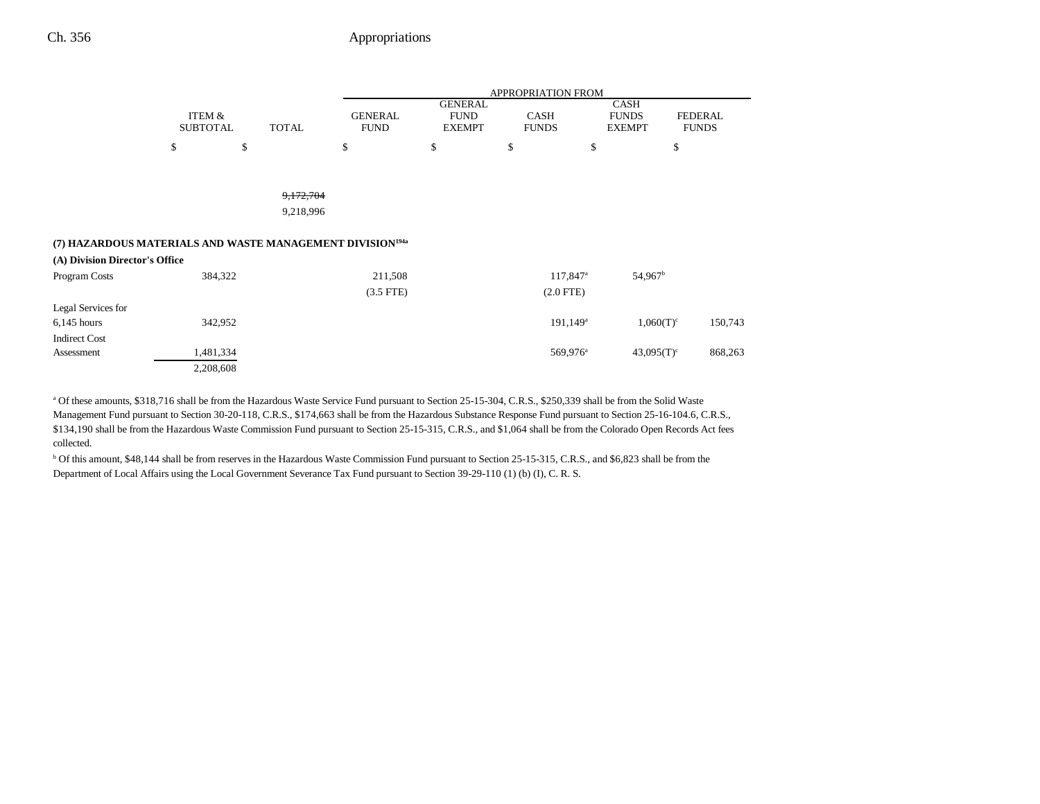| | ITEM & SUBTOTAL | TOTAL | APPROPRIATION FROM GENERAL FUND | GENERAL FUND EXEMPT | CASH FUNDS | CASH FUNDS EXEMPT | FEDERAL FUNDS |
|---|---|---|---|---|---|---|---|
| | $ | $ | $ | $ | $ | $ | $ |
| | | ~~9,172,704~~ | | | | | |
| | | 9,218,996 | | | | | |
| **(7) HAZARDOUS MATERIALS AND WASTE MANAGEMENT DIVISION**[194a] | | | | | | | |
| **(A) Division Director's Office** | | | | | | | |
| Program Costs | 384,322 | | 211,508 | | 117,847[a] | 54,967[b] | |
| | | | (3.5 FTE) | | (2.0 FTE) | | |
| Legal Services for 6,145 hours | 342,952 | | | | 191,149[a] | 1,060(T)[c] | 150,743 |
| Indirect Cost Assessment | 1,481,334 | | | | 569,976[a] | 43,095(T)[c] | 868,263 |
| | 2,208,608 | | | | | | |

[a] Of these amounts, $318,716 shall be from the Hazardous Waste Service Fund pursuant to Section 25-15-304, C.R.S., $250,339 shall be from the Solid Waste Management Fund pursuant to Section 30-20-118, C.R.S., $174,663 shall be from the Hazardous Substance Response Fund pursuant to Section 25-16-104.6, C.R.S., $134,190 shall be from the Hazardous Waste Commission Fund pursuant to Section 25-15-315, C.R.S., and $1,064 shall be from the Colorado Open Records Act fees collected.

[b] Of this amount, $48,144 shall be from reserves in the Hazardous Waste Commission Fund pursuant to Section 25-15-315, C.R.S., and $6,823 shall be from the Department of Local Affairs using the Local Government Severance Tax Fund pursuant to Section 39-29-110 (1) (b) (I), C. R. S.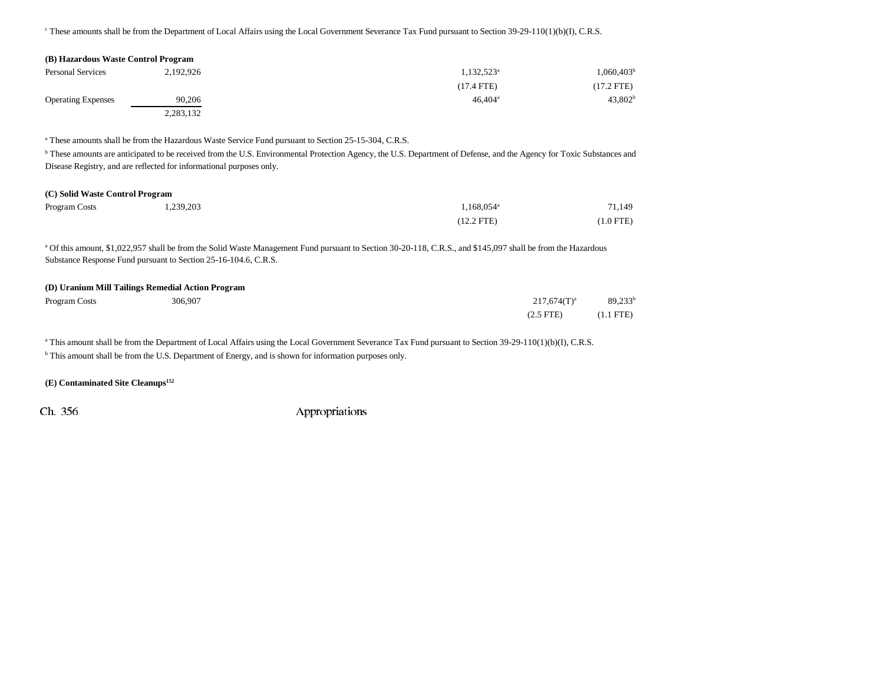[c] These amounts shall be from the Department of Local Affairs using the Local Government Severance Tax Fund pursuant to Section 39-29-110(1)(b)(I), C.R.S.

**(B) Hazardous Waste Control Program**

| | | | | | |
|---|---|---|---|---|---|
| Personal Services | 2,192,926 | | 1,132,523[a] | | 1,060,403[b] |
| | | | (17.4 FTE) | | (17.2 FTE) |
| Operating Expenses | 90,206 | | 46,404[a] | | 43,802[b] |
| | 2,283,132 | | | | |

[a] These amounts shall be from the Hazardous Waste Service Fund pursuant to Section 25-15-304, C.R.S.

[b] These amounts are anticipated to be received from the U.S. Environmental Protection Agency, the U.S. Department of Defense, and the Agency for Toxic Substances and Disease Registry, and are reflected for informational purposes only.

**(C) Solid Waste Control Program**

| | | | | | |
|---|---|---|---|---|---|
| Program Costs | 1,239,203 | | 1,168,054[a] | | 71,149 |
| | | | (12.2 FTE) | | (1.0 FTE) |

[a] Of this amount, $1,022,957 shall be from the Solid Waste Management Fund pursuant to Section 30-20-118, C.R.S., and $145,097 shall be from the Hazardous Substance Response Fund pursuant to Section 25-16-104.6, C.R.S.

**(D) Uranium Mill Tailings Remedial Action Program**

| | | | | | |
|---|---|---|---|---|---|
| Program Costs | 306,907 | | | 217,674(T)[a] | 89,233[b] |
| | | | | (2.5 FTE) | (1.1 FTE) |

[a] This amount shall be from the Department of Local Affairs using the Local Government Severance Tax Fund pursuant to Section 39-29-110(1)(b)(I), C.R.S.

[b] This amount shall be from the U.S. Department of Energy, and is shown for information purposes only.

**(E) Contaminated Site Cleanups[152]**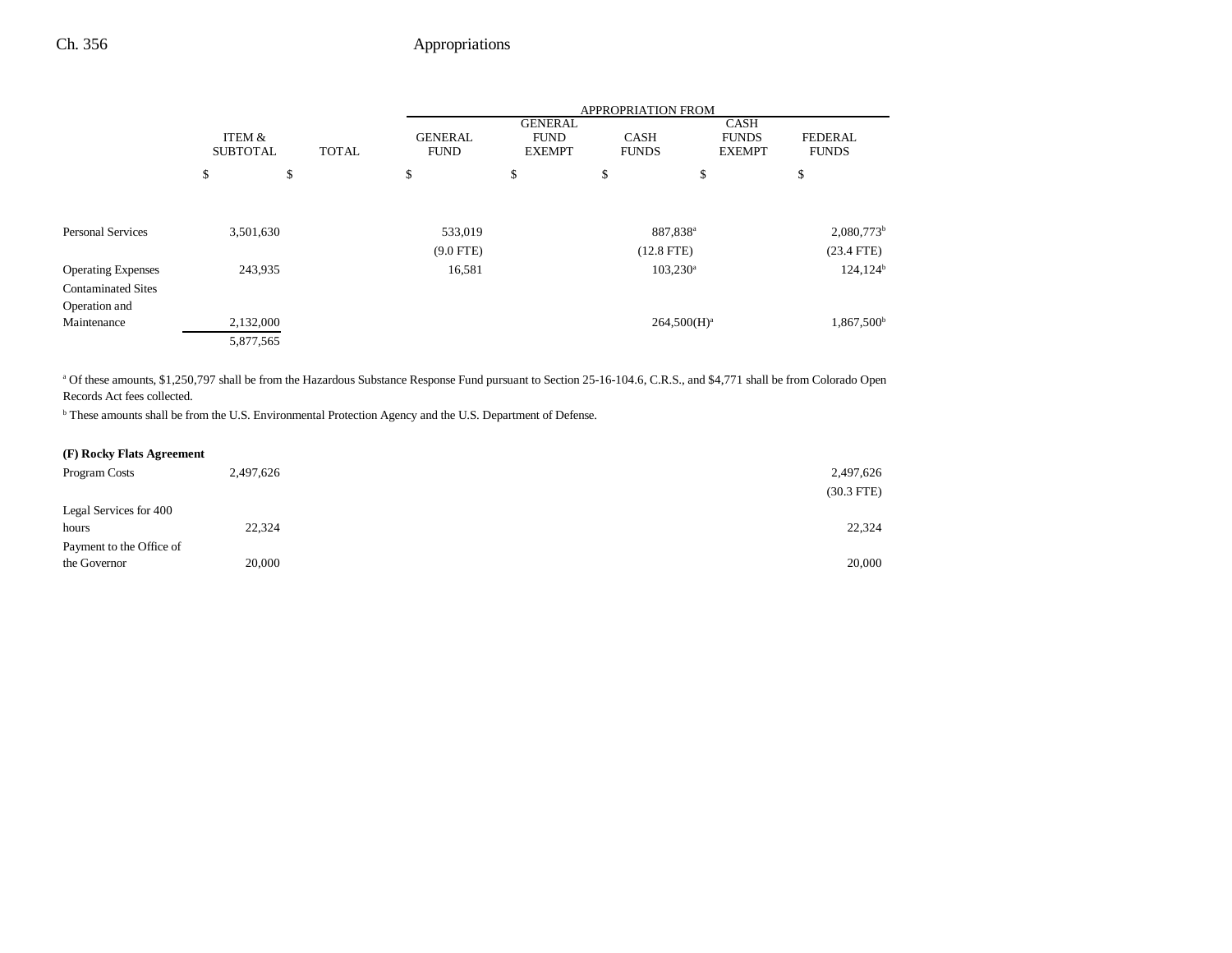| | ITEM & SUBTOTAL | TOTAL | APPROPRIATION FROM GENERAL FUND | GENERAL FUND EXEMPT | CASH FUNDS | CASH FUNDS EXEMPT | FEDERAL FUNDS |
|---|---|---|---|---|---|---|---|
| | $ | $ | $ | $ | $ | $ | $ |
| Personal Services | 3,501,630 | | 533,019 | | 887,838[a] | | 2,080,773[b] |
| | | | (9.0 FTE) | | (12.8 FTE) | | (23.4 FTE) |
| Operating Expenses | 243,935 | | 16,581 | | 103,230[a] | | 124,124[b] |
| Contaminated Sites Operation and Maintenance | 2,132,000 | | | | 264,500(H)[a] | | 1,867,500[b] |
| | 5,877,565 | | | | | | |

[a] Of these amounts, $1,250,797 shall be from the Hazardous Substance Response Fund pursuant to Section 25-16-104.6, C.R.S., and $4,771 shall be from Colorado Open Records Act fees collected.

[b] These amounts shall be from the U.S. Environmental Protection Agency and the U.S. Department of Defense.

**(F) Rocky Flats Agreement**

| | ITEM & SUBTOTAL | TOTAL | GENERAL FUND | GENERAL FUND EXEMPT | CASH FUNDS | CASH FUNDS EXEMPT | FEDERAL FUNDS |
|---|---|---|---|---|---|---|---|
| Program Costs | 2,497,626 | | | | | | 2,497,626 |
| | | | | | | | (30.3 FTE) |
| Legal Services for 400 hours | 22,324 | | | | | | 22,324 |
| Payment to the Office of the Governor | 20,000 | | | | | | 20,000 |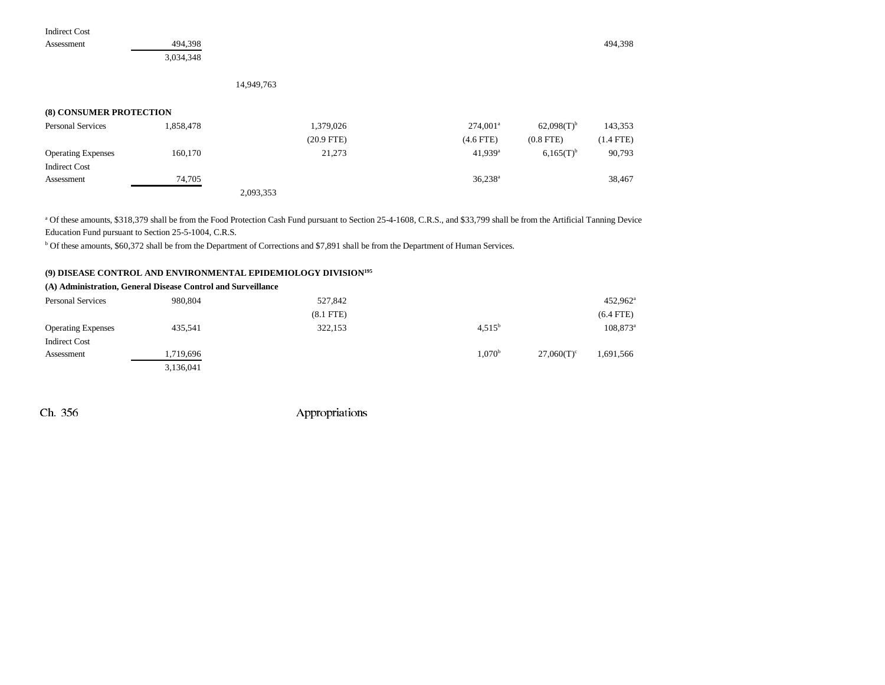| | | | | | | |
|---|---|---|---|---|---|---|
| Indirect Cost Assessment | 494,398 | | | | | 494,398 |
| | 3,034,348 | | | | | |
| | | 14,949,763 | | | | |

**(8) CONSUMER PROTECTION**

| | | | | | | | |
|---|---|---|---|---|---|---|---|
| Personal Services | 1,858,478 | | 1,379,026 | 274,001[a] | 62,098(T)[b] | 143,353 |
| | | | (20.9 FTE) | (4.6 FTE) | (0.8 FTE) | (1.4 FTE) |
| Operating Expenses | 160,170 | | 21,273 | 41,939[a] | 6,165(T)[b] | 90,793 |
| Indirect Cost Assessment | 74,705 | | | 36,238[a] | | 38,467 |
| | | 2,093,353 | | | | |

[a] Of these amounts, $318,379 shall be from the Food Protection Cash Fund pursuant to Section 25-4-1608, C.R.S., and $33,799 shall be from the Artificial Tanning Device Education Fund pursuant to Section 25-5-1004, C.R.S.

[b] Of these amounts, $60,372 shall be from the Department of Corrections and $7,891 shall be from the Department of Human Services.

**(9) DISEASE CONTROL AND ENVIRONMENTAL EPIDEMIOLOGY DIVISION[195]**

**(A) Administration, General Disease Control and Surveillance**

| | | | | | | |
|---|---|---|---|---|---|---|
| Personal Services | 980,804 | | 527,842 | | | 452,962[a] |
| | | | (8.1 FTE) | | | (6.4 FTE) |
| Operating Expenses | 435,541 | | 322,153 | 4,515[b] | | 108,873[a] |
| Indirect Cost Assessment | 1,719,696 | | | 1,070[b] | 27,060(T)[c] | 1,691,566 |
| | 3,136,041 | | | | | |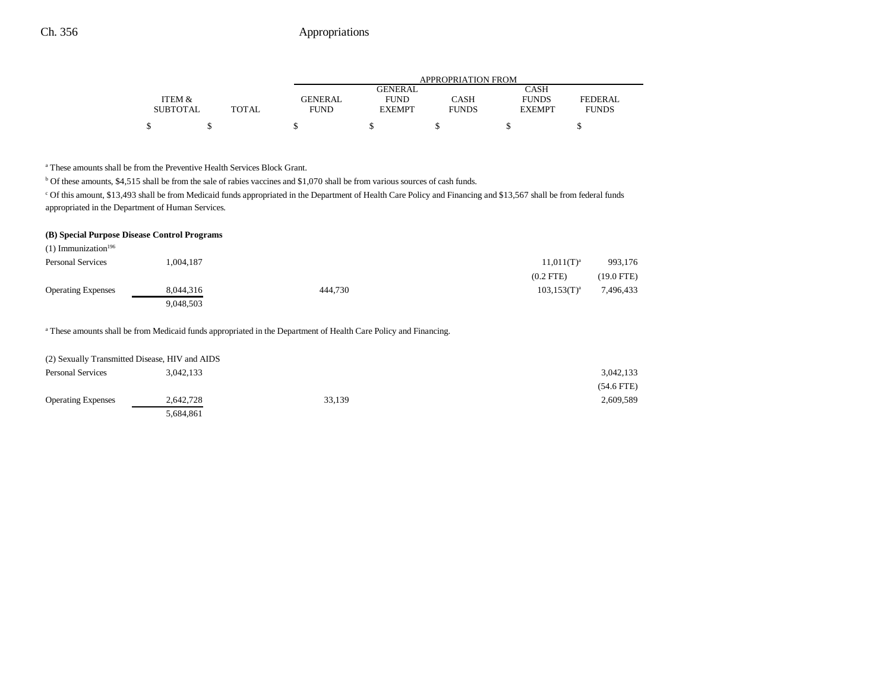| | ITEM & SUBTOTAL | TOTAL | GENERAL FUND | GENERAL FUND EXEMPT | CASH FUNDS | CASH FUNDS EXEMPT | FEDERAL FUNDS |
|---|---|---|---|---|---|---|---|
| | $ | $ | $ | $ | $ | $ | $ |

[a] These amounts shall be from the Preventive Health Services Block Grant.

[b] Of these amounts, $4,515 shall be from the sale of rabies vaccines and $1,070 shall be from various sources of cash funds.

[c] Of this amount, $13,493 shall be from Medicaid funds appropriated in the Department of Health Care Policy and Financing and $13,567 shall be from federal funds appropriated in the Department of Human Services.

**(B) Special Purpose Disease Control Programs**

(1) Immunization[196]

| | ITEM & SUBTOTAL | TOTAL | GENERAL FUND | GENERAL FUND EXEMPT | CASH FUNDS | CASH FUNDS EXEMPT | FEDERAL FUNDS |
|---|---|---|---|---|---|---|---|
| Personal Services | 1,004,187 | | | | | 11,011(T)[a] | 993,176 |
| | | | | | | (0.2 FTE) | (19.0 FTE) |
| Operating Expenses | 8,044,316 | | 444,730 | | | 103,153(T)[a] | 7,496,433 |
| | 9,048,503 | | | | | | |

[a] These amounts shall be from Medicaid funds appropriated in the Department of Health Care Policy and Financing.

(2) Sexually Transmitted Disease, HIV and AIDS

| | ITEM & SUBTOTAL | TOTAL | GENERAL FUND | GENERAL FUND EXEMPT | CASH FUNDS | CASH FUNDS EXEMPT | FEDERAL FUNDS |
|---|---|---|---|---|---|---|---|
| Personal Services | 3,042,133 | | | | | | 3,042,133 |
| | | | | | | | (54.6 FTE) |
| Operating Expenses | 2,642,728 | | 33,139 | | | | 2,609,589 |
| | 5,684,861 | | | | | | |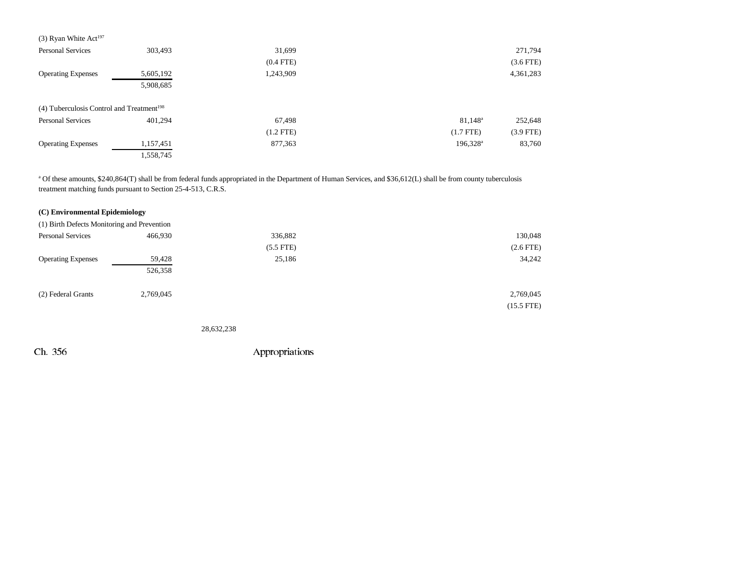| | | | | | | |
|---|---|---|---|---|---|---|
| (3) Ryan White Act[197] | | | | | | |
| Personal Services | 303,493 | | 31,699 | | | 271,794 |
| | | | (0.4 FTE) | | | (3.6 FTE) |
| Operating Expenses | 5,605,192 | | 1,243,909 | | | 4,361,283 |
| | 5,908,685 | | | | | |
| | | | | | | |
| (4) Tuberculosis Control and Treatment[198] | | | | | | |
| Personal Services | 401,294 | | 67,498 | | 81,148[a] | 252,648 |
| | | | (1.2 FTE) | | (1.7 FTE) | (3.9 FTE) |
| Operating Expenses | 1,157,451 | | 877,363 | | 196,328[a] | 83,760 |
| | 1,558,745 | | | | | |

[a] Of these amounts, $240,864(T) shall be from federal funds appropriated in the Department of Human Services, and $36,612(L) shall be from county tuberculosis treatment matching funds pursuant to Section 25-4-513, C.R.S.

**(C) Environmental Epidemiology**

| | | | | | | |
|---|---|---|---|---|---|---|
| (1) Birth Defects Monitoring and Prevention | | | | | | |
| Personal Services | 466,930 | | 336,882 | | | 130,048 |
| | | | (5.5 FTE) | | | (2.6 FTE) |
| Operating Expenses | 59,428 | | 25,186 | | | 34,242 |
| | 526,358 | | | | | |
| | | | | | | |
| (2) Federal Grants | 2,769,045 | | | | | 2,769,045 |
| | | | | | | (15.5 FTE) |
| | | | | | | |
| | | 28,632,238 | | | | |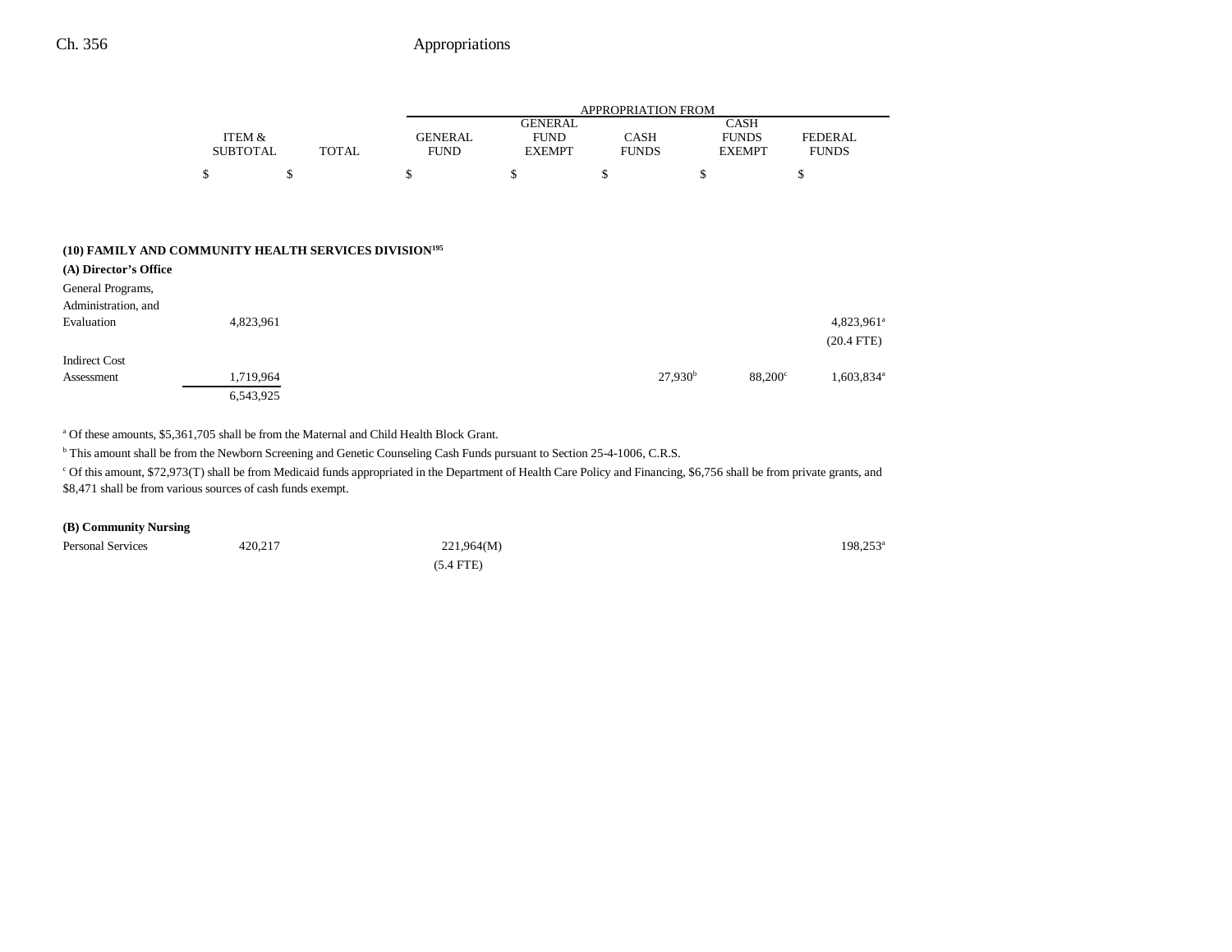| | ITEM & SUBTOTAL | TOTAL | APPROPRIATION FROM GENERAL FUND | GENERAL FUND EXEMPT | CASH FUNDS | CASH FUNDS EXEMPT | FEDERAL FUNDS |
|---|---|---|---|---|---|---|---|
| | $ | $ | $ | $ | $ | $ | $ |
| **(10) FAMILY AND COMMUNITY HEALTH SERVICES DIVISION**[195] | | | | | | | |
| **(A) Director's Office** | | | | | | | |
| General Programs, Administration, and Evaluation | 4,823,961 | | | | | | 4,823,961[a] (20.4 FTE) |
| Indirect Cost Assessment | 1,719,964 | | | | 27,930[b] | 88,200[c] | 1,603,834[a] |
| | 6,543,925 | | | | | | |

[a] Of these amounts, $5,361,705 shall be from the Maternal and Child Health Block Grant.

[b] This amount shall be from the Newborn Screening and Genetic Counseling Cash Funds pursuant to Section 25-4-1006, C.R.S.

[c] Of this amount, $72,973(T) shall be from Medicaid funds appropriated in the Department of Health Care Policy and Financing, $6,756 shall be from private grants, and $8,471 shall be from various sources of cash funds exempt.

| | ITEM & SUBTOTAL | TOTAL | GENERAL FUND | GENERAL FUND EXEMPT | CASH FUNDS | CASH FUNDS EXEMPT | FEDERAL FUNDS |
|---|---|---|---|---|---|---|---|
| **(B) Community Nursing** | | | | | | | |
| Personal Services | 420,217 | | 221,964(M) (5.4 FTE) | | | | 198,253[a] |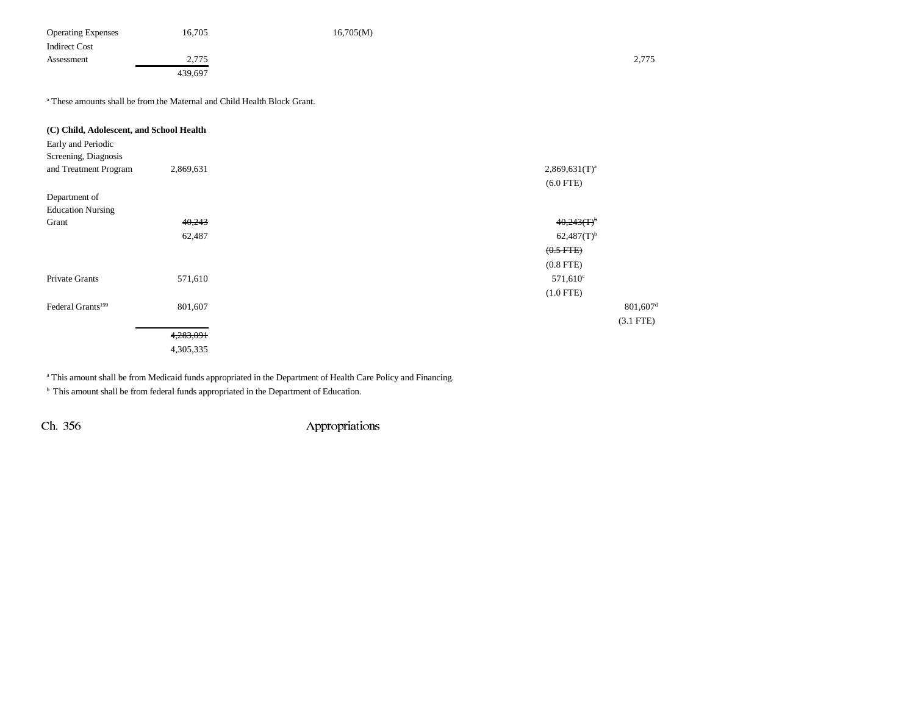| | | | | | |
|---|---|---|---|---|---|
| Operating Expenses | 16,705 | 16,705(M) | | | |
| Indirect Cost Assessment | 2,775 | | | | 2,775 |
| | 439,697 | | | | |

[a] These amounts shall be from the Maternal and Child Health Block Grant.

**(C) Child, Adolescent, and School Health**

| | | | | | |
|---|---|---|---|---|---|
| Early and Periodic Screening, Diagnosis and Treatment Program | 2,869,631 | | | 2,869,631(T)[a] (6.0 FTE) | |
| Department of Education Nursing Grant | ~~40,243~~ 62,487 | | | ~~40,243(T)[b]~~ 62,487(T)[b] ~~(0.5 FTE)~~ (0.8 FTE) | |
| Private Grants | 571,610 | | | 571,610[c] (1.0 FTE) | |
| Federal Grants[199] | 801,607 | | | | 801,607[d] (3.1 FTE) |
| | ~~4,283,091~~ 4,305,335 | | | | |

[a] This amount shall be from Medicaid funds appropriated in the Department of Health Care Policy and Financing.

[b] This amount shall be from federal funds appropriated in the Department of Education.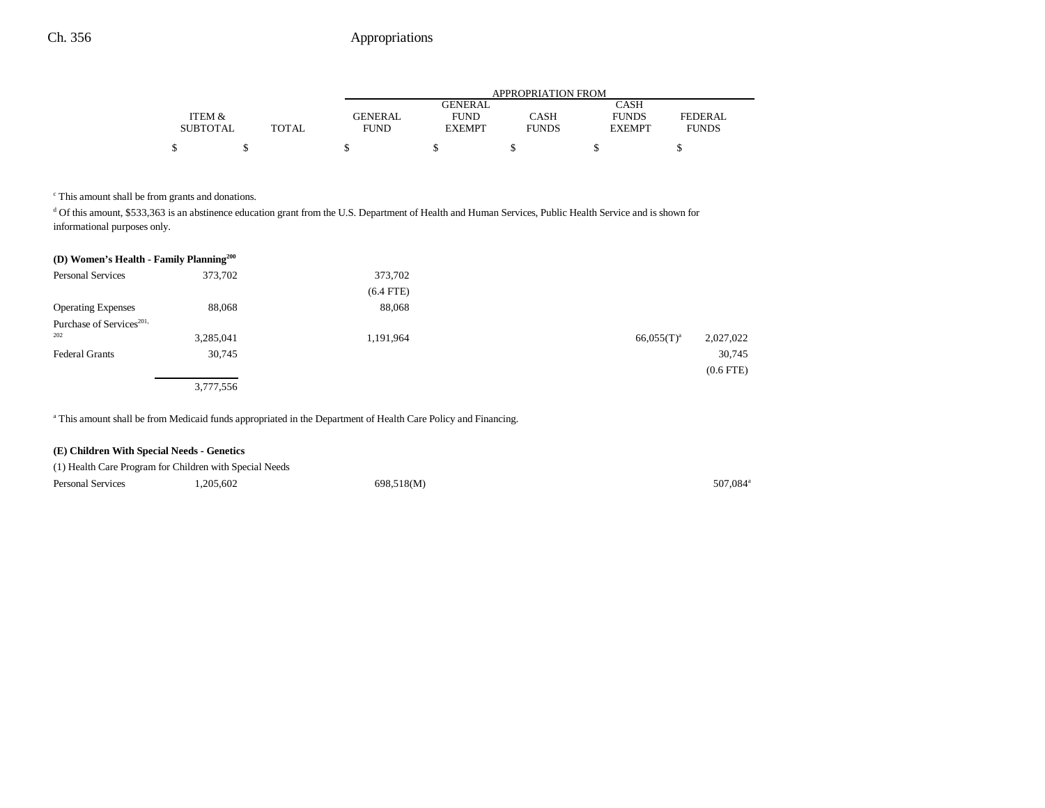| | ITEM & SUBTOTAL | TOTAL | GENERAL FUND | GENERAL FUND EXEMPT | CASH FUNDS | CASH FUNDS EXEMPT | FEDERAL FUNDS |
|---|---|---|---|---|---|---|---|
| | | | APPROPRIATION FROM | | | | |
| | $ | $ | $ | $ | $ | $ | $ |

[c] This amount shall be from grants and donations.

[d] Of this amount, $533,363 is an abstinence education grant from the U.S. Department of Health and Human Services, Public Health Service and is shown for informational purposes only.

**(D) Women's Health - Family Planning[200]**

| | ITEM & SUBTOTAL | TOTAL | GENERAL FUND | GENERAL FUND EXEMPT | CASH FUNDS | CASH FUNDS EXEMPT | FEDERAL FUNDS |
|---|---|---|---|---|---|---|---|
| Personal Services | 373,702 | | 373,702 (6.4 FTE) | | | | |
| Operating Expenses | 88,068 | | 88,068 | | | | |
| Purchase of Services[201, 202] | 3,285,041 | | 1,191,964 | | | 66,055(T)[a] | 2,027,022 |
| Federal Grants | 30,745 | | | | | | 30,745 (0.6 FTE) |
| | 3,777,556 | | | | | | |

[a] This amount shall be from Medicaid funds appropriated in the Department of Health Care Policy and Financing.

**(E) Children With Special Needs - Genetics**

(1) Health Care Program for Children with Special Needs

| | ITEM & SUBTOTAL | TOTAL | GENERAL FUND | GENERAL FUND EXEMPT | CASH FUNDS | CASH FUNDS EXEMPT | FEDERAL FUNDS |
|---|---|---|---|---|---|---|---|
| Personal Services | 1,205,602 | | 698,518(M) | | | | 507,084[a] |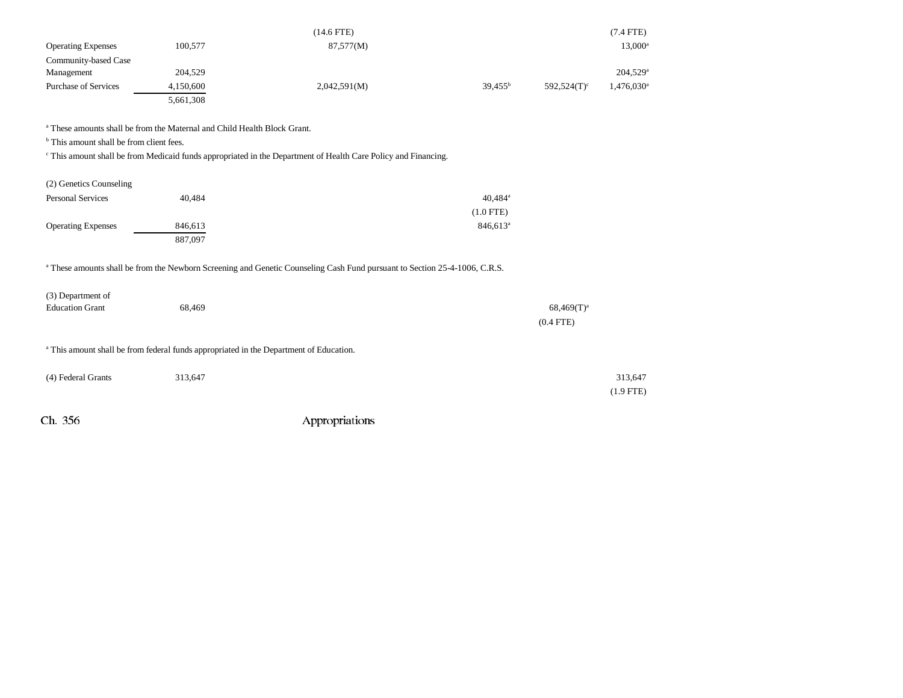| | | | | | | |
|---|---|---|---|---|---|---|
| | | | (14.6 FTE) | | | (7.4 FTE) |
| Operating Expenses | 100,577 | | 87,577(M) | | | 13,000[a] |
| Community-based Case Management | 204,529 | | | | | 204,529[a] |
| Purchase of Services | 4,150,600 | | 2,042,591(M) | 39,455[b] | 592,524(T)[c] | 1,476,030[a] |
| | 5,661,308 | | | | | |

[a] These amounts shall be from the Maternal and Child Health Block Grant.

[b] This amount shall be from client fees.

[c] This amount shall be from Medicaid funds appropriated in the Department of Health Care Policy and Financing.

| | | | | | | |
|---|---|---|---|---|---|---|
| (2) Genetics Counseling | | | | | | |
| Personal Services | 40,484 | | | 40,484[a] | | |
| | | | | (1.0 FTE) | | |
| Operating Expenses | 846,613 | | | 846,613[a] | | |
| | 887,097 | | | | | |

[a] These amounts shall be from the Newborn Screening and Genetic Counseling Cash Fund pursuant to Section 25-4-1006, C.R.S.

| | | | | | | |
|---|---|---|---|---|---|---|
| (3) Department of Education Grant | 68,469 | | | | 68,469(T)[a] | |
| | | | | | (0.4 FTE) | |

[a] This amount shall be from federal funds appropriated in the Department of Education.

| | | | | | | |
|---|---|---|---|---|---|---|
| (4) Federal Grants | 313,647 | | | | | 313,647 |
| | | | | | | (1.9 FTE) |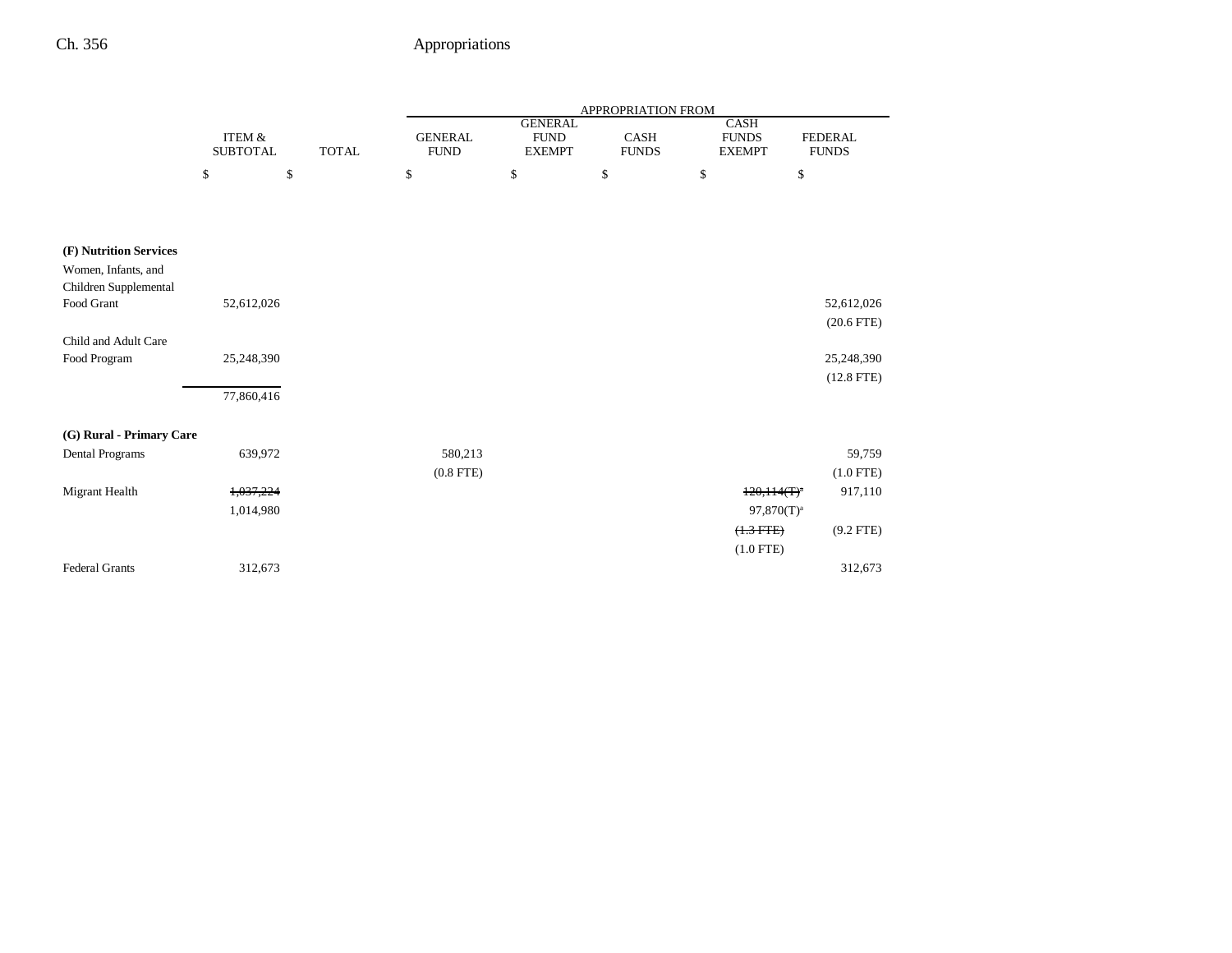| | ITEM & SUBTOTAL | TOTAL | APPROPRIATION FROM GENERAL FUND | GENERAL FUND EXEMPT | CASH FUNDS | CASH FUNDS EXEMPT | FEDERAL FUNDS |
|---|---|---|---|---|---|---|---|
| | $ | $ | $ | $ | $ | $ | $ |
| **(F) Nutrition Services** | | | | | | | |
| Women, Infants, and Children Supplemental Food Grant | 52,612,026 | | | | | | 52,612,026 |
| | | | | | | | (20.6 FTE) |
| Child and Adult Care Food Program | 25,248,390 | | | | | | 25,248,390 |
| | | | | | | | (12.8 FTE) |
| | 77,860,416 | | | | | | |
| **(G) Rural - Primary Care** | | | | | | | |
| Dental Programs | 639,972 | | 580,213 | | | | 59,759 |
| | | | (0.8 FTE) | | | | (1.0 FTE) |
| Migrant Health | ~~1,037,224~~ | | | | | ~~120,114(T)~~[a] | 917,110 |
| | 1,014,980 | | | | | 97,870(T)[a] | |
| | | | | | | ~~(1.3 FTE)~~ | (9.2 FTE) |
| | | | | | | (1.0 FTE) | |
| Federal Grants | 312,673 | | | | | | 312,673 |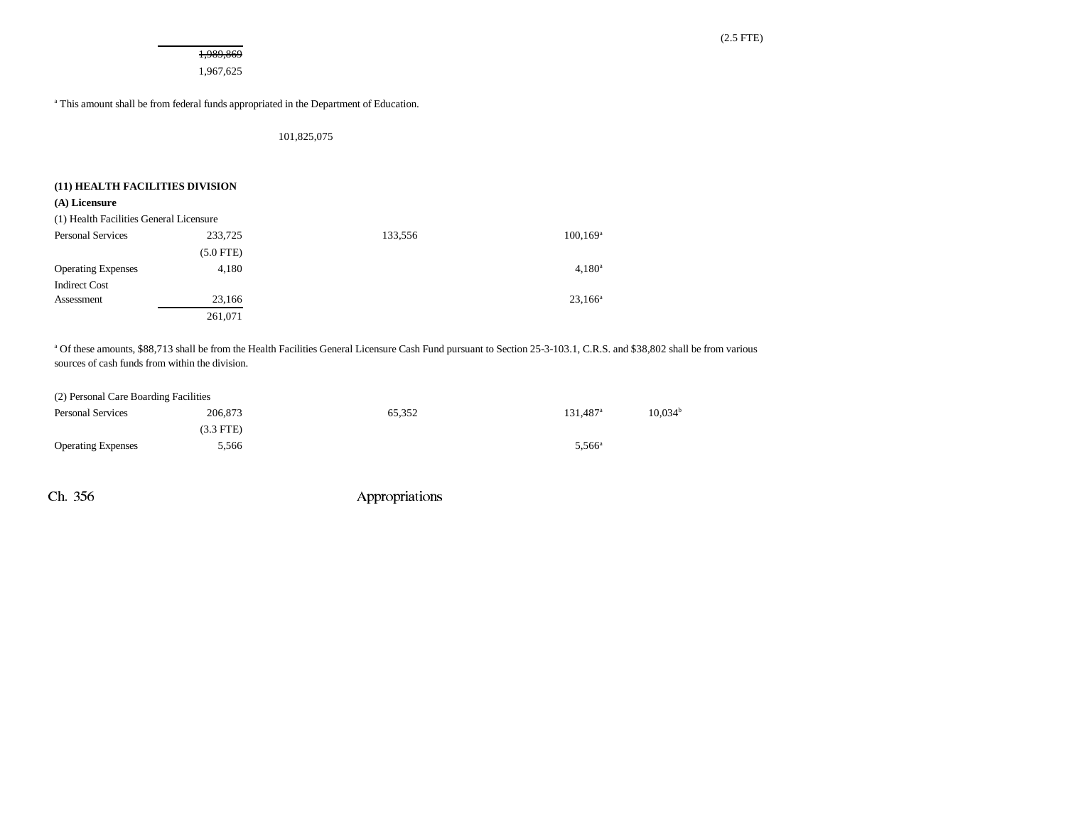(2.5 FTE)

~~1,989,869~~
1,967,625

[a] This amount shall be from federal funds appropriated in the Department of Education.

101,825,075

**(11) HEALTH FACILITIES DIVISION**

**(A) Licensure**

(1) Health Facilities General Licensure

| | | | | | |
|---|---|---|---|---|---|
| Personal Services | 233,725 | 133,556 | 100,169[a] | | |
| | (5.0 FTE) | | | | |
| Operating Expenses | 4,180 | | 4,180[a] | | |
| Indirect Cost Assessment | 23,166 | | 23,166[a] | | |
| | 261,071 | | | | |

[a] Of these amounts, $88,713 shall be from the Health Facilities General Licensure Cash Fund pursuant to Section 25-3-103.1, C.R.S. and $38,802 shall be from various sources of cash funds from within the division.

(2) Personal Care Boarding Facilities

| | | | | | |
|---|---|---|---|---|---|
| Personal Services | 206,873 | 65,352 | 131,487[a] | 10,034[b] | |
| | (3.3 FTE) | | | | |
| Operating Expenses | 5,566 | | 5,566[a] | | |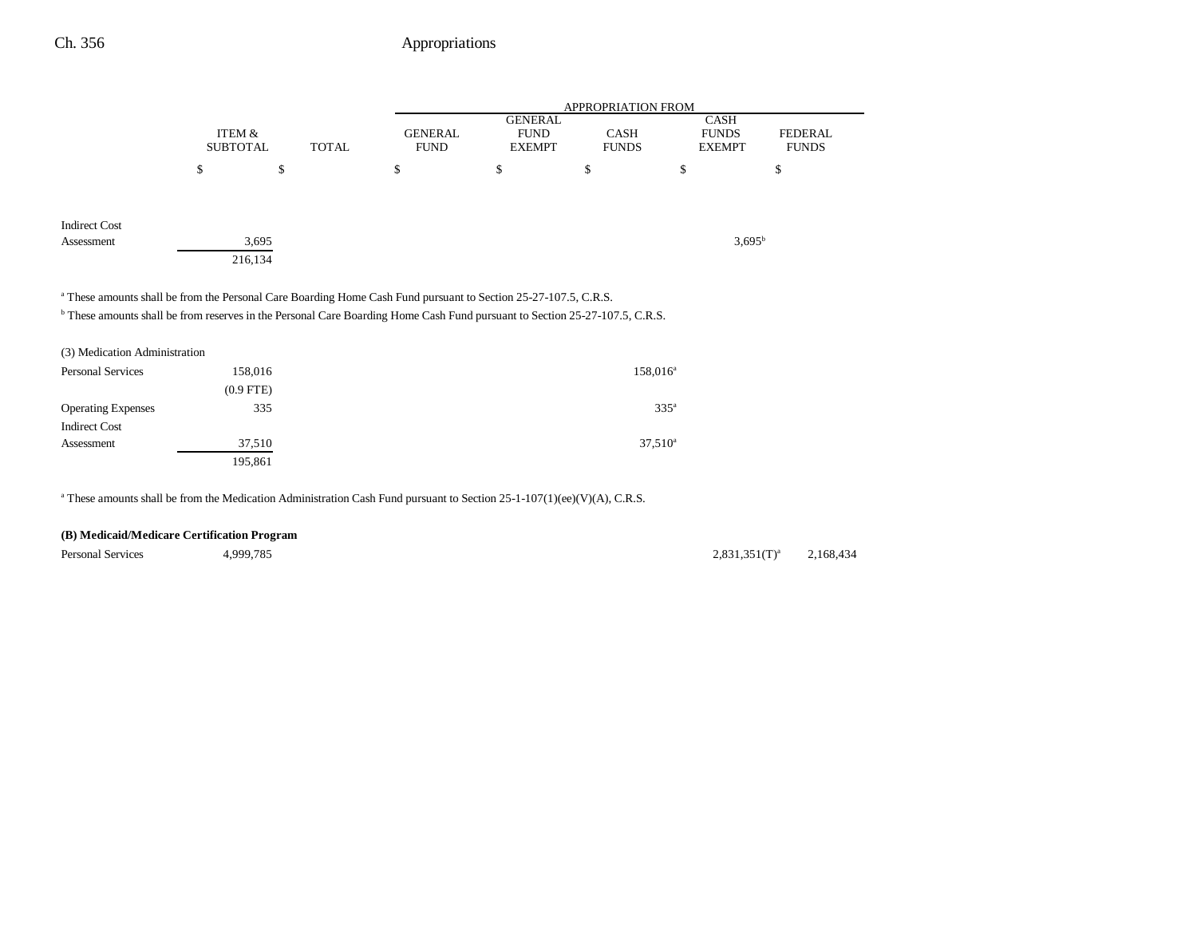| | ITEM & SUBTOTAL | TOTAL | GENERAL FUND | GENERAL FUND EXEMPT | CASH FUNDS | CASH FUNDS EXEMPT | FEDERAL FUNDS |
|---|---|---|---|---|---|---|---|
| | | | APPROPRIATION FROM | | | | |
| | $ | $ | $ | $ | $ | $ | $ |
| Indirect Cost Assessment | 3,695 | | | | | 3,695[b] | |
| | 216,134 | | | | | | |

[a] These amounts shall be from the Personal Care Boarding Home Cash Fund pursuant to Section 25-27-107.5, C.R.S.
[b] These amounts shall be from reserves in the Personal Care Boarding Home Cash Fund pursuant to Section 25-27-107.5, C.R.S.

| | ITEM & SUBTOTAL | TOTAL | GENERAL FUND | GENERAL FUND EXEMPT | CASH FUNDS | CASH FUNDS EXEMPT | FEDERAL FUNDS |
|---|---|---|---|---|---|---|---|
| (3) Medication Administration | | | | | | | |
| Personal Services | 158,016 | | | | 158,016[a] | | |
| | (0.9 FTE) | | | | | | |
| Operating Expenses | 335 | | | | 335[a] | | |
| Indirect Cost Assessment | 37,510 | | | | 37,510[a] | | |
| | 195,861 | | | | | | |

[a] These amounts shall be from the Medication Administration Cash Fund pursuant to Section 25-1-107(1)(ee)(V)(A), C.R.S.

| | ITEM & SUBTOTAL | TOTAL | GENERAL FUND | GENERAL FUND EXEMPT | CASH FUNDS | CASH FUNDS EXEMPT | FEDERAL FUNDS |
|---|---|---|---|---|---|---|---|
| **(B) Medicaid/Medicare Certification Program** | | | | | | | |
| Personal Services | 4,999,785 | | | | | 2,831,351(T)[a] | 2,168,434 |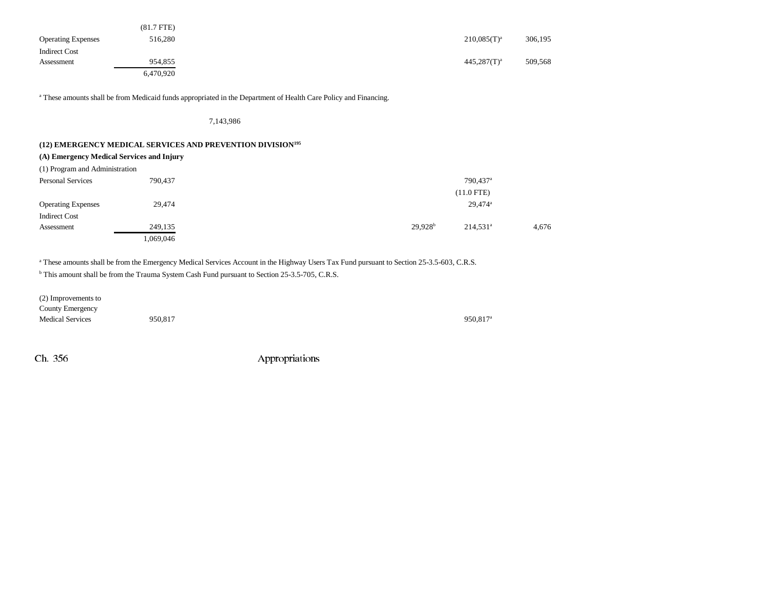| | | | | | | |
|---|---|---|---|---|---|---|
| | (81.7 FTE) | | | | | |
| Operating Expenses | 516,280 | | | | 210,085(T)[a] | 306,195 |
| Indirect Cost Assessment | 954,855 | | | | 445,287(T)[a] | 509,568 |
| | 6,470,920 | | | | | |

[a] These amounts shall be from Medicaid funds appropriated in the Department of Health Care Policy and Financing.

7,143,986

**(12) EMERGENCY MEDICAL SERVICES AND PREVENTION DIVISION[195]**

**(A) Emergency Medical Services and Injury**

(1) Program and Administration

| | | | | | | |
|---|---|---|---|---|---|---|
| Personal Services | 790,437 | | | | 790,437[a] | |
| | | | | | (11.0 FTE) | |
| Operating Expenses | 29,474 | | | | 29,474[a] | |
| Indirect Cost Assessment | 249,135 | | | 29,928[b] | 214,531[a] | 4,676 |
| | 1,069,046 | | | | | |

[a] These amounts shall be from the Emergency Medical Services Account in the Highway Users Tax Fund pursuant to Section 25-3.5-603, C.R.S.

[b] This amount shall be from the Trauma System Cash Fund pursuant to Section 25-3.5-705, C.R.S.

| | | | | | | |
|---|---|---|---|---|---|---|
| (2) Improvements to County Emergency Medical Services | 950,817 | | | | 950,817[a] | |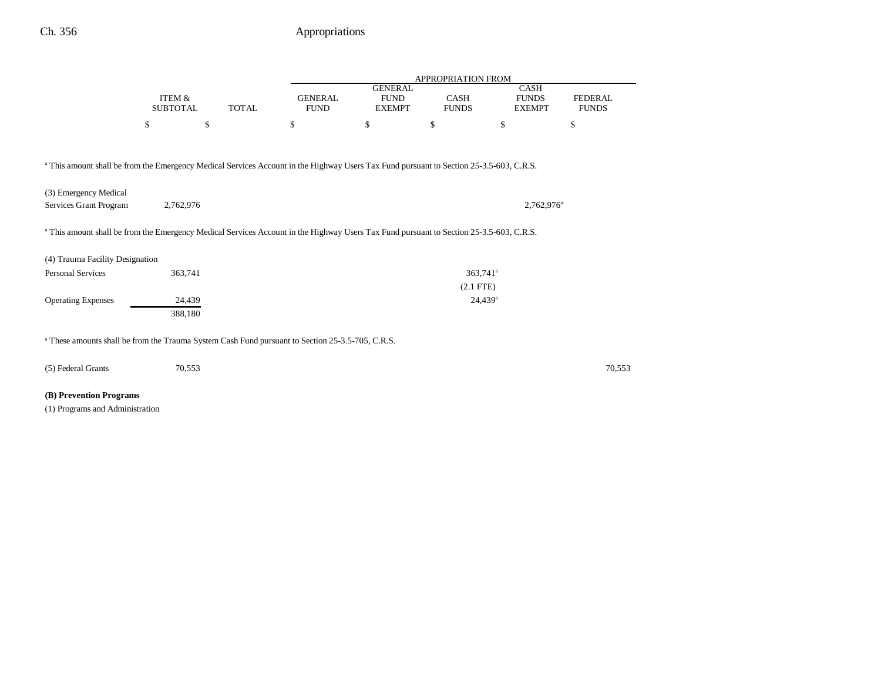| | ITEM & SUBTOTAL | TOTAL | GENERAL FUND | GENERAL FUND EXEMPT | CASH FUNDS | CASH FUNDS EXEMPT | FEDERAL FUNDS |
|---|---|---|---|---|---|---|---|
| | $ | $ | $ | $ | $ | $ | $ |

[a] This amount shall be from the Emergency Medical Services Account in the Highway Users Tax Fund pursuant to Section 25-3.5-603, C.R.S.

| | ITEM & SUBTOTAL | TOTAL | GENERAL FUND | GENERAL FUND EXEMPT | CASH FUNDS | CASH FUNDS EXEMPT | FEDERAL FUNDS |
|---|---|---|---|---|---|---|---|
| (3) Emergency Medical Services Grant Program | 2,762,976 | | | | | 2,762,976[a] | |

[a] This amount shall be from the Emergency Medical Services Account in the Highway Users Tax Fund pursuant to Section 25-3.5-603, C.R.S.

| | ITEM & SUBTOTAL | TOTAL | GENERAL FUND | GENERAL FUND EXEMPT | CASH FUNDS | CASH FUNDS EXEMPT | FEDERAL FUNDS |
|---|---|---|---|---|---|---|---|
| (4) Trauma Facility Designation | | | | | | | |
| Personal Services | 363,741 | | | | 363,741[a] (2.1 FTE) | | |
| Operating Expenses | 24,439 | | | | 24,439[a] | | |
| | 388,180 | | | | | | |

[a] These amounts shall be from the Trauma System Cash Fund pursuant to Section 25-3.5-705, C.R.S.

| | ITEM & SUBTOTAL | TOTAL | GENERAL FUND | GENERAL FUND EXEMPT | CASH FUNDS | CASH FUNDS EXEMPT | FEDERAL FUNDS |
|---|---|---|---|---|---|---|---|
| (5) Federal Grants | 70,553 | | | | | | 70,553 |

**(B) Prevention Programs**

(1) Programs and Administration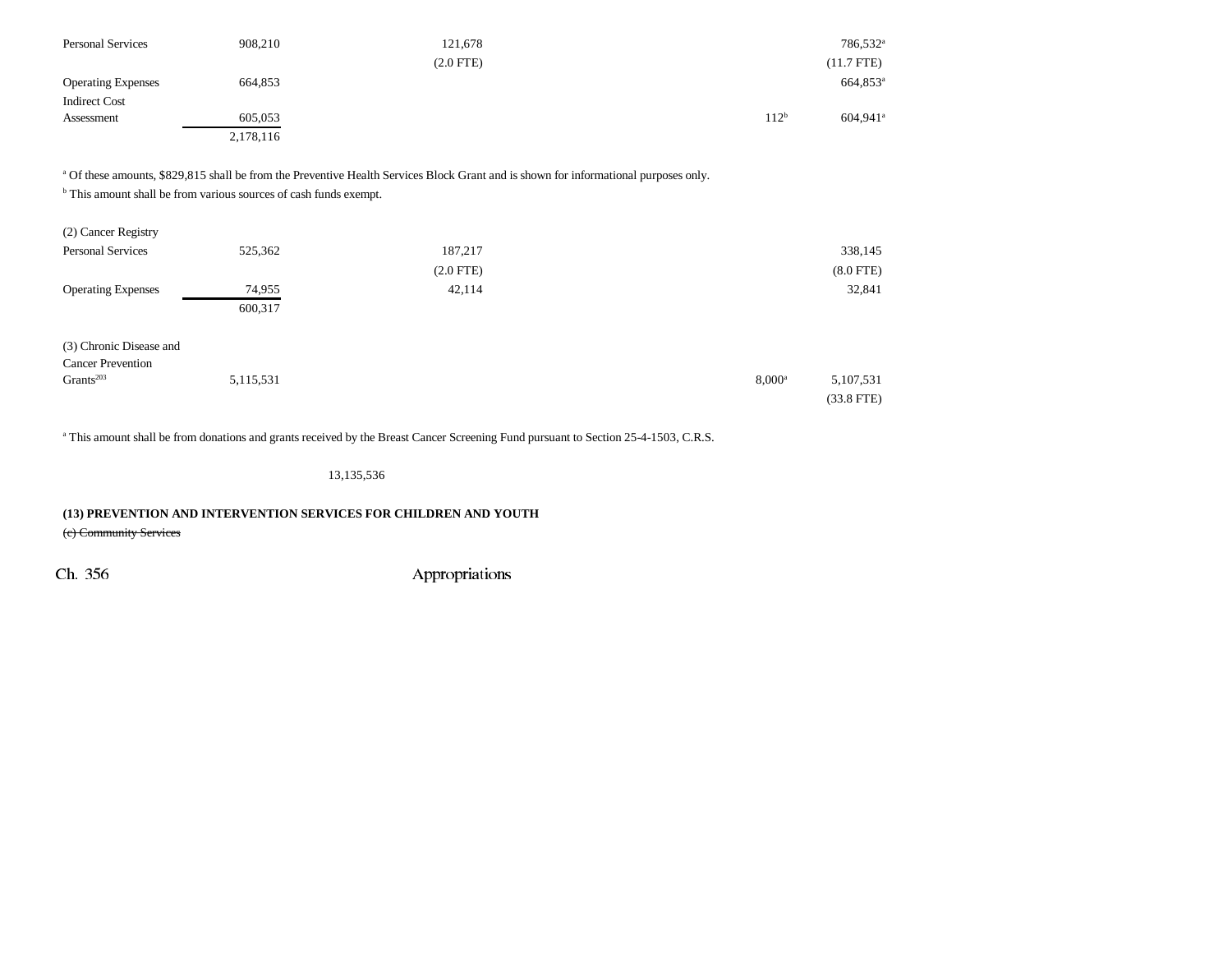| | | | | | |
|---|---|---|---|---|---|
| Personal Services | 908,210 | 121,678 | | | 786,532[a] |
| | | (2.0 FTE) | | | (11.7 FTE) |
| Operating Expenses | 664,853 | | | | 664,853[a] |
| Indirect Cost Assessment | 605,053 | | | 112[b] | 604,941[a] |
| | 2,178,116 | | | | |

[a] Of these amounts, $829,815 shall be from the Preventive Health Services Block Grant and is shown for informational purposes only.
[b] This amount shall be from various sources of cash funds exempt.

| | | | | | |
|---|---|---|---|---|---|
| (2) Cancer Registry | | | | | |
| Personal Services | 525,362 | 187,217 | | | 338,145 |
| | | (2.0 FTE) | | | (8.0 FTE) |
| Operating Expenses | 74,955 | 42,114 | | | 32,841 |
| | 600,317 | | | | |

| | | | | | |
|---|---|---|---|---|---|
| (3) Chronic Disease and Cancer Prevention Grants[203] | 5,115,531 | | | 8,000[a] | 5,107,531 |
| | | | | | (33.8 FTE) |

[a] This amount shall be from donations and grants received by the Breast Cancer Screening Fund pursuant to Section 25-4-1503, C.R.S.

13,135,536

**(13) PREVENTION AND INTERVENTION SERVICES FOR CHILDREN AND YOUTH**

~~(c) Community Services~~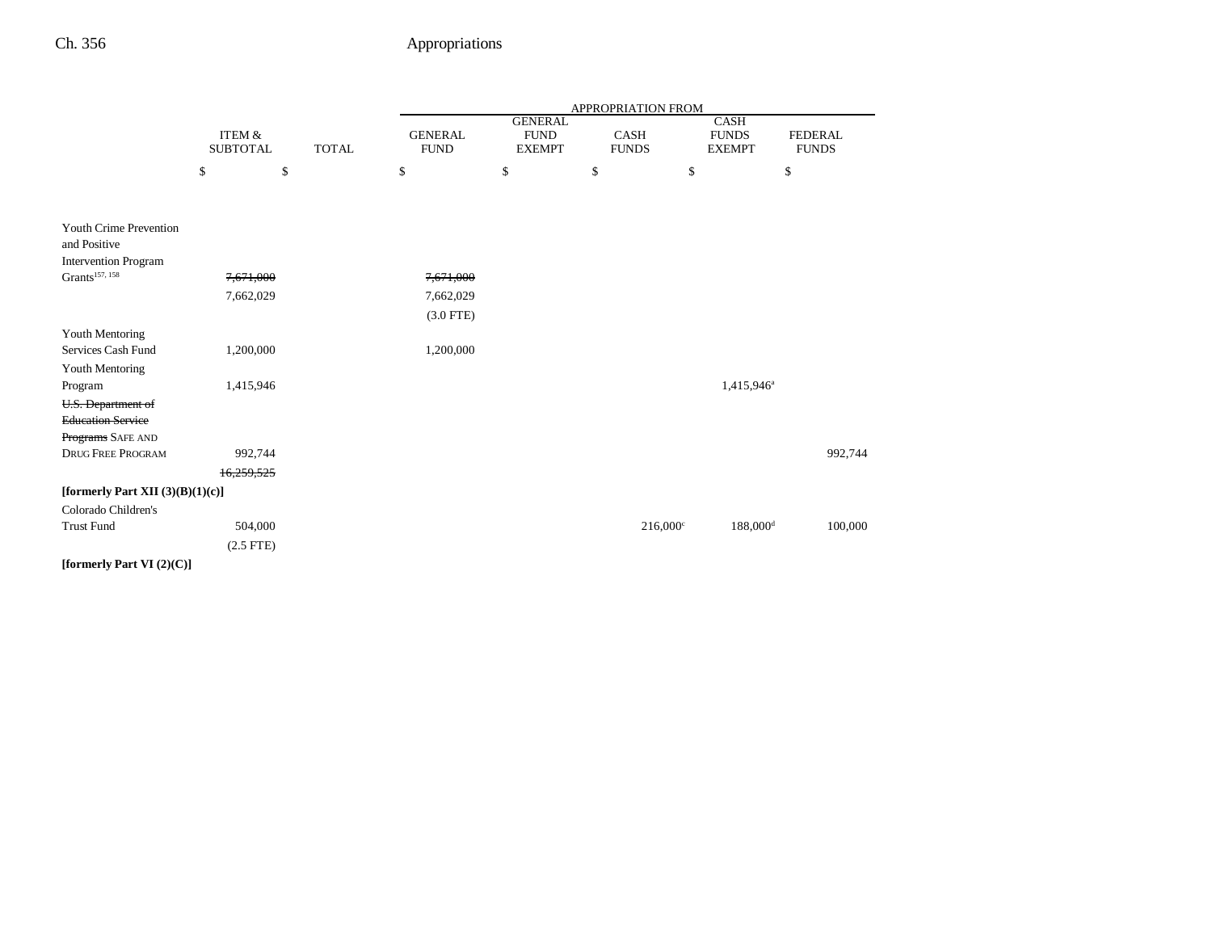| | ITEM & SUBTOTAL | TOTAL | APPROPRIATION FROM GENERAL FUND | GENERAL FUND EXEMPT | CASH FUNDS | CASH FUNDS EXEMPT | FEDERAL FUNDS |
|---|---|---|---|---|---|---|---|
| | $ | $ | $ | $ | $ | $ | $ |
| Youth Crime Prevention and Positive Intervention Program Grants[157, 158] | ~~7,671,000~~ | | ~~7,671,000~~ | | | | |
| | 7,662,029 | | 7,662,029 | | | | |
| | | | (3.0 FTE) | | | | |
| Youth Mentoring Services Cash Fund | 1,200,000 | | 1,200,000 | | | | |
| Youth Mentoring Program | 1,415,946 | | | | | 1,415,946[a] | |
| ~~U.S. Department of Education Service Programs~~ SAFE AND DRUG FREE PROGRAM | 992,744 | | | | | | 992,744 |
| | ~~16,259,525~~ | | | | | | |
| **[formerly Part XII (3)(B)(1)(c)]** | | | | | | | |
| Colorado Children's Trust Fund | 504,000 | | | | 216,000[c] | 188,000[d] | 100,000 |
| | (2.5 FTE) | | | | | | |
| **[formerly Part VI (2)(C)]** | | | | | | | |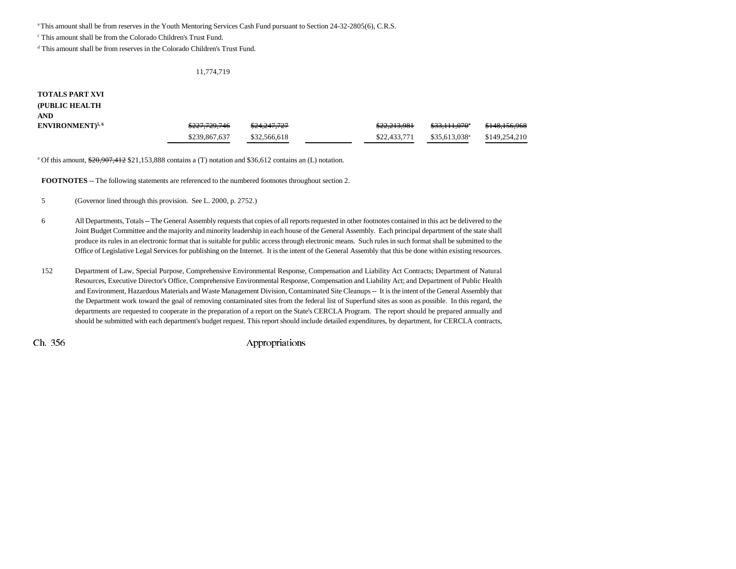[a] This amount shall be from reserves in the Youth Mentoring Services Cash Fund pursuant to Section 24-32-2805(6), C.R.S.

[c] This amount shall be from the Colorado Children's Trust Fund.

[d] This amount shall be from reserves in the Colorado Children's Trust Fund.

11,774,719

| | | | | | | |
|---|---|---|---|---|---|---|
| **TOTALS PART XVI (PUBLIC HEALTH AND ENVIRONMENT)**[5, 6] | ~~$227,729,746~~ | ~~$24,247,727~~ | | ~~$22,213,981~~ | ~~$33,111,070~~[a] | ~~$148,156,968~~ |
| | $239,867,637 | $32,566,618 | | $22,433,771 | $35,613,038[a] | $149,254,210 |

[a] Of this amount, ~~$20,907,412~~ $21,153,888 contains a (T) notation and $36,612 contains an (L) notation.

**FOOTNOTES** -- The following statements are referenced to the numbered footnotes throughout section 2.

5 (Governor lined through this provision. See L. 2000, p. 2752.)

6 All Departments, Totals -- The General Assembly requests that copies of all reports requested in other footnotes contained in this act be delivered to the Joint Budget Committee and the majority and minority leadership in each house of the General Assembly. Each principal department of the state shall produce its rules in an electronic format that is suitable for public access through electronic means. Such rules in such format shall be submitted to the Office of Legislative Legal Services for publishing on the Internet. It is the intent of the General Assembly that this be done within existing resources.

152 Department of Law, Special Purpose, Comprehensive Environmental Response, Compensation and Liability Act Contracts; Department of Natural Resources, Executive Director's Office, Comprehensive Environmental Response, Compensation and Liability Act; and Department of Public Health and Environment, Hazardous Materials and Waste Management Division, Contaminated Site Cleanups -- It is the intent of the General Assembly that the Department work toward the goal of removing contaminated sites from the federal list of Superfund sites as soon as possible. In this regard, the departments are requested to cooperate in the preparation of a report on the State's CERCLA Program. The report should be prepared annually and should be submitted with each department's budget request. This report should include detailed expenditures, by department, for CERCLA contracts,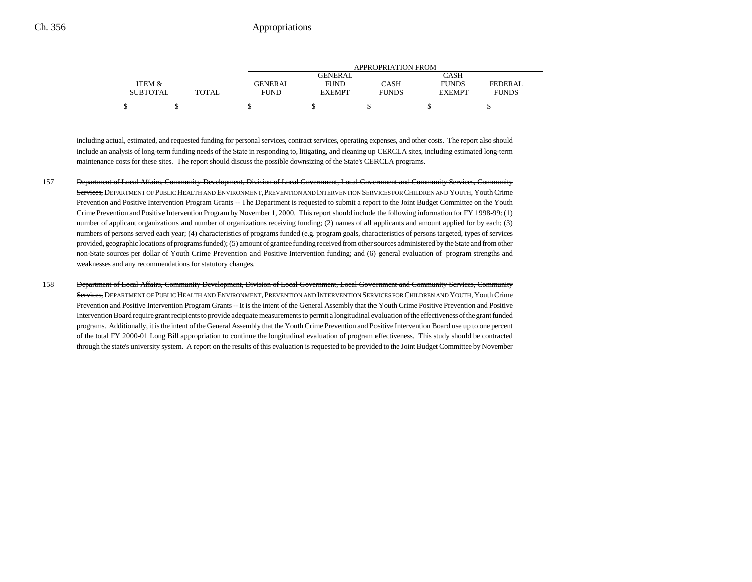| ITEM & SUBTOTAL | TOTAL | APPROPRIATION FROM GENERAL FUND | GENERAL FUND EXEMPT | CASH FUNDS | CASH FUNDS EXEMPT | FEDERAL FUNDS |
|---|---|---|---|---|---|---|
| $ | $ | $ | $ | $ | $ | $ |

including actual, estimated, and requested funding for personal services, contract services, operating expenses, and other costs. The report also should include an analysis of long-term funding needs of the State in responding to, litigating, and cleaning up CERCLA sites, including estimated long-term maintenance costs for these sites. The report should discuss the possible downsizing of the State's CERCLA programs.

157 ~~Department of Local Affairs, Community Development, Division of Local Government, Local Government and Community Services, Community Services,~~ DEPARTMENT OF PUBLIC HEALTH AND ENVIRONMENT, PREVENTION AND INTERVENTION SERVICES FOR CHILDREN AND YOUTH, Youth Crime Prevention and Positive Intervention Program Grants -- The Department is requested to submit a report to the Joint Budget Committee on the Youth Crime Prevention and Positive Intervention Program by November 1, 2000. This report should include the following information for FY 1998-99: (1) number of applicant organizations and number of organizations receiving funding; (2) names of all applicants and amount applied for by each; (3) numbers of persons served each year; (4) characteristics of programs funded (e.g. program goals, characteristics of persons targeted, types of services provided, geographic locations of programs funded); (5) amount of grantee funding received from other sources administered by the State and from other non-State sources per dollar of Youth Crime Prevention and Positive Intervention funding; and (6) general evaluation of program strengths and weaknesses and any recommendations for statutory changes.

158 ~~Department of Local Affairs, Community Development, Division of Local Government, Local Government and Community Services, Community Services,~~ DEPARTMENT OF PUBLIC HEALTH AND ENVIRONMENT, PREVENTION AND INTERVENTION SERVICES FOR CHILDREN AND YOUTH, Youth Crime Prevention and Positive Intervention Program Grants -- It is the intent of the General Assembly that the Youth Crime Positive Prevention and Positive Intervention Board require grant recipients to provide adequate measurements to permit a longitudinal evaluation of the effectiveness of the grant funded programs. Additionally, it is the intent of the General Assembly that the Youth Crime Prevention and Positive Intervention Board use up to one percent of the total FY 2000-01 Long Bill appropriation to continue the longitudinal evaluation of program effectiveness. This study should be contracted through the state's university system. A report on the results of this evaluation is requested to be provided to the Joint Budget Committee by November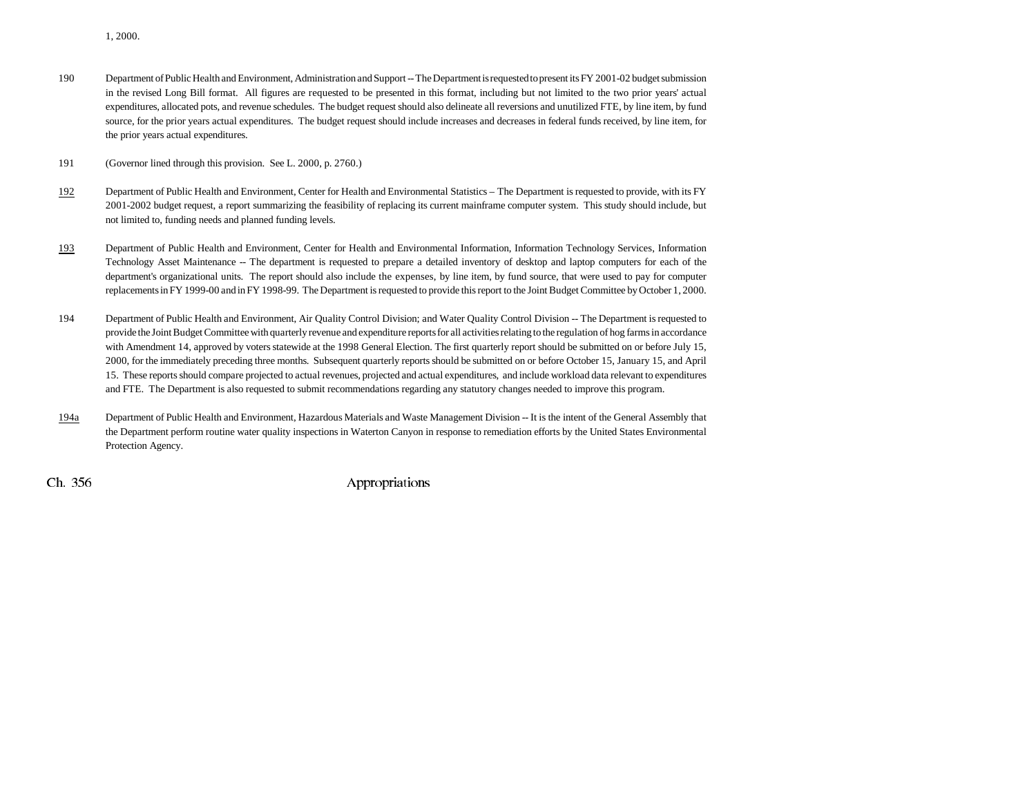1, 2000.

190 Department of Public Health and Environment, Administration and Support -- The Department is requested to present its FY 2001-02 budget submission in the revised Long Bill format. All figures are requested to be presented in this format, including but not limited to the two prior years' actual expenditures, allocated pots, and revenue schedules. The budget request should also delineate all reversions and unutilized FTE, by line item, by fund source, for the prior years actual expenditures. The budget request should include increases and decreases in federal funds received, by line item, for the prior years actual expenditures.

191 (Governor lined through this provision. See L. 2000, p. 2760.)

<u>192</u> Department of Public Health and Environment, Center for Health and Environmental Statistics – The Department is requested to provide, with its FY 2001-2002 budget request, a report summarizing the feasibility of replacing its current mainframe computer system. This study should include, but not limited to, funding needs and planned funding levels.

<u>193</u> Department of Public Health and Environment, Center for Health and Environmental Information, Information Technology Services, Information Technology Asset Maintenance -- The department is requested to prepare a detailed inventory of desktop and laptop computers for each of the department's organizational units. The report should also include the expenses, by line item, by fund source, that were used to pay for computer replacements in FY 1999-00 and in FY 1998-99. The Department is requested to provide this report to the Joint Budget Committee by October 1, 2000.

194 Department of Public Health and Environment, Air Quality Control Division; and Water Quality Control Division -- The Department is requested to provide the Joint Budget Committee with quarterly revenue and expenditure reports for all activities relating to the regulation of hog farms in accordance with Amendment 14, approved by voters statewide at the 1998 General Election. The first quarterly report should be submitted on or before July 15, 2000, for the immediately preceding three months. Subsequent quarterly reports should be submitted on or before October 15, January 15, and April 15. These reports should compare projected to actual revenues, projected and actual expenditures, and include workload data relevant to expenditures and FTE. The Department is also requested to submit recommendations regarding any statutory changes needed to improve this program.

<u>194a</u> Department of Public Health and Environment, Hazardous Materials and Waste Management Division -- It is the intent of the General Assembly that the Department perform routine water quality inspections in Waterton Canyon in response to remediation efforts by the United States Environmental Protection Agency.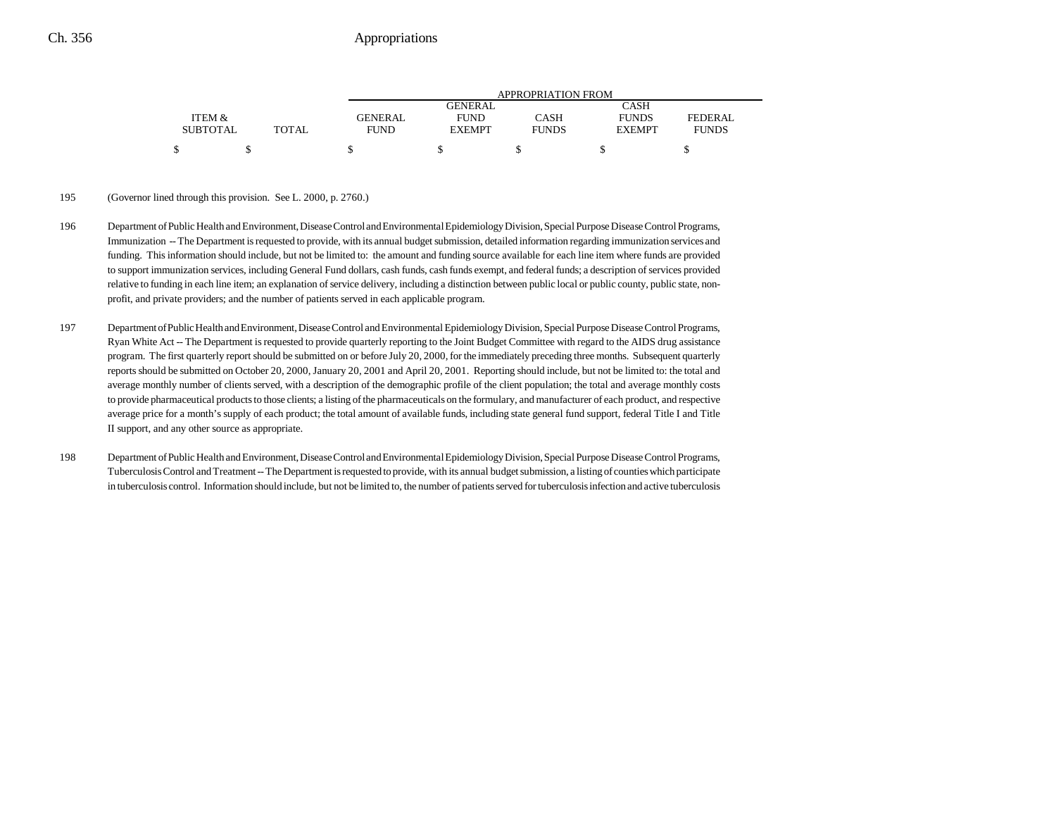| ITEM & SUBTOTAL | TOTAL | APPROPRIATION FROM GENERAL FUND | GENERAL FUND EXEMPT | CASH FUNDS | CASH FUNDS EXEMPT | FEDERAL FUNDS |
|---|---|---|---|---|---|---|
| $ | $ | $ | $ | $ | $ | $ |

195 (Governor lined through this provision. See L. 2000, p. 2760.)

196 Department of Public Health and Environment, Disease Control and Environmental Epidemiology Division, Special Purpose Disease Control Programs, Immunization -- The Department is requested to provide, with its annual budget submission, detailed information regarding immunization services and funding. This information should include, but not be limited to: the amount and funding source available for each line item where funds are provided to support immunization services, including General Fund dollars, cash funds, cash funds exempt, and federal funds; a description of services provided relative to funding in each line item; an explanation of service delivery, including a distinction between public local or public county, public state, non-profit, and private providers; and the number of patients served in each applicable program.

197 Department of Public Health and Environment, Disease Control and Environmental Epidemiology Division, Special Purpose Disease Control Programs, Ryan White Act -- The Department is requested to provide quarterly reporting to the Joint Budget Committee with regard to the AIDS drug assistance program. The first quarterly report should be submitted on or before July 20, 2000, for the immediately preceding three months. Subsequent quarterly reports should be submitted on October 20, 2000, January 20, 2001 and April 20, 2001. Reporting should include, but not be limited to: the total and average monthly number of clients served, with a description of the demographic profile of the client population; the total and average monthly costs to provide pharmaceutical products to those clients; a listing of the pharmaceuticals on the formulary, and manufacturer of each product, and respective average price for a month's supply of each product; the total amount of available funds, including state general fund support, federal Title I and Title II support, and any other source as appropriate.

198 Department of Public Health and Environment, Disease Control and Environmental Epidemiology Division, Special Purpose Disease Control Programs, Tuberculosis Control and Treatment -- The Department is requested to provide, with its annual budget submission, a listing of counties which participate in tuberculosis control. Information should include, but not be limited to, the number of patients served for tuberculosis infection and active tuberculosis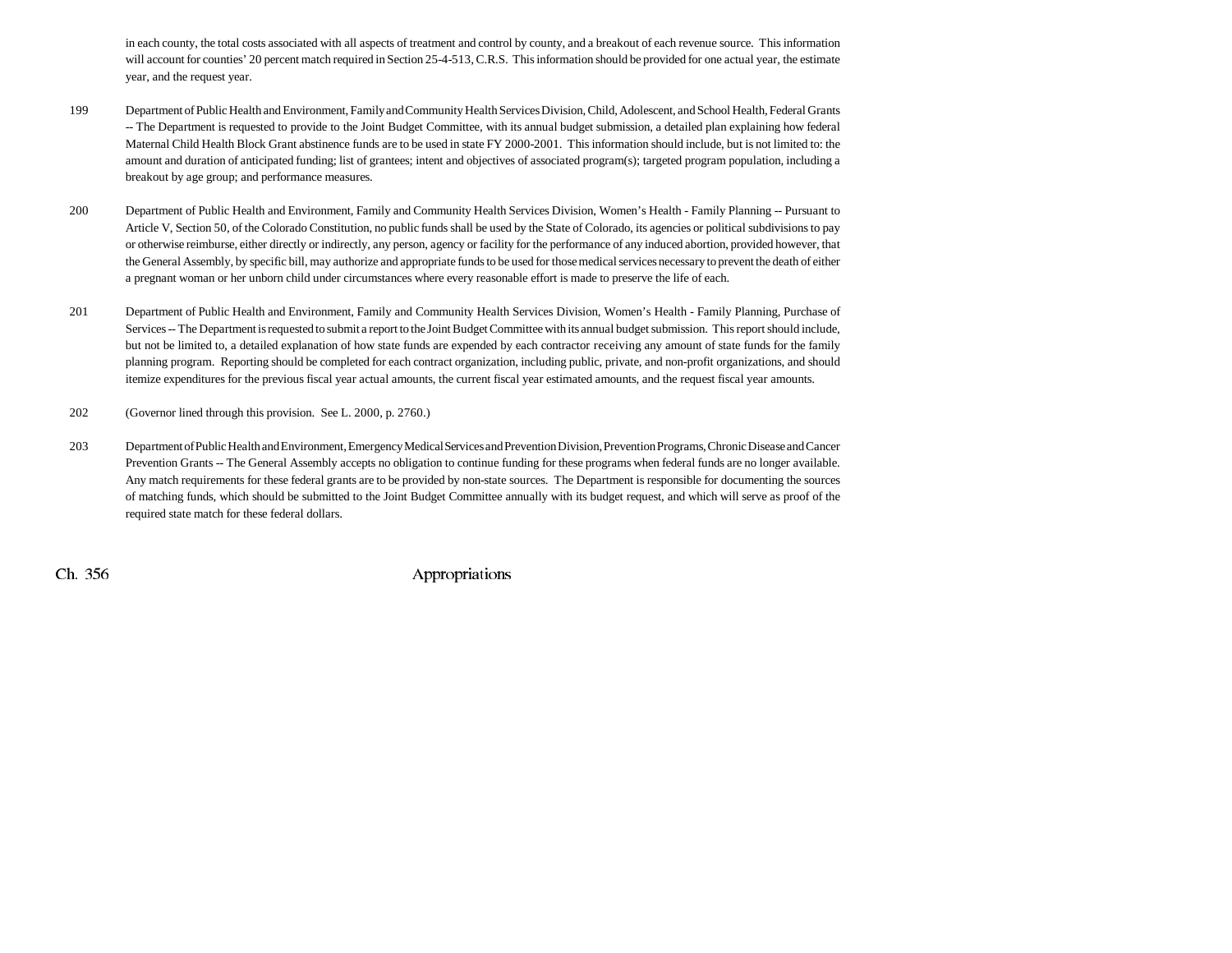in each county, the total costs associated with all aspects of treatment and control by county, and a breakout of each revenue source. This information will account for counties' 20 percent match required in Section 25-4-513, C.R.S. This information should be provided for one actual year, the estimate year, and the request year.

199 Department of Public Health and Environment, Family and Community Health Services Division, Child, Adolescent, and School Health, Federal Grants -- The Department is requested to provide to the Joint Budget Committee, with its annual budget submission, a detailed plan explaining how federal Maternal Child Health Block Grant abstinence funds are to be used in state FY 2000-2001. This information should include, but is not limited to: the amount and duration of anticipated funding; list of grantees; intent and objectives of associated program(s); targeted program population, including a breakout by age group; and performance measures.

200 Department of Public Health and Environment, Family and Community Health Services Division, Women's Health - Family Planning -- Pursuant to Article V, Section 50, of the Colorado Constitution, no public funds shall be used by the State of Colorado, its agencies or political subdivisions to pay or otherwise reimburse, either directly or indirectly, any person, agency or facility for the performance of any induced abortion, provided however, that the General Assembly, by specific bill, may authorize and appropriate funds to be used for those medical services necessary to prevent the death of either a pregnant woman or her unborn child under circumstances where every reasonable effort is made to preserve the life of each.

201 Department of Public Health and Environment, Family and Community Health Services Division, Women's Health - Family Planning, Purchase of Services -- The Department is requested to submit a report to the Joint Budget Committee with its annual budget submission. This report should include, but not be limited to, a detailed explanation of how state funds are expended by each contractor receiving any amount of state funds for the family planning program. Reporting should be completed for each contract organization, including public, private, and non-profit organizations, and should itemize expenditures for the previous fiscal year actual amounts, the current fiscal year estimated amounts, and the request fiscal year amounts.

202 (Governor lined through this provision. See L. 2000, p. 2760.)

203 Department of Public Health and Environment, Emergency Medical Services and Prevention Division, Prevention Programs, Chronic Disease and Cancer Prevention Grants -- The General Assembly accepts no obligation to continue funding for these programs when federal funds are no longer available. Any match requirements for these federal grants are to be provided by non-state sources. The Department is responsible for documenting the sources of matching funds, which should be submitted to the Joint Budget Committee annually with its budget request, and which will serve as proof of the required state match for these federal dollars.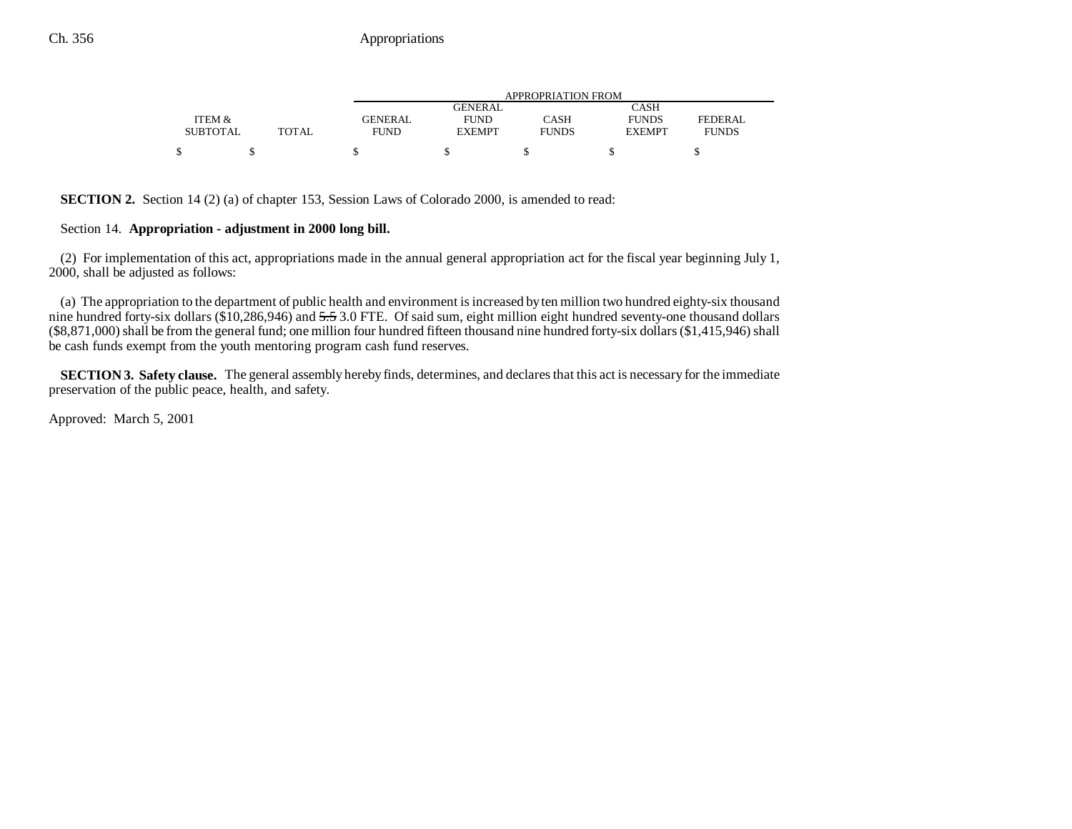| ITEM & SUBTOTAL | TOTAL | APPROPRIATION FROM GENERAL FUND | GENERAL FUND EXEMPT | CASH FUNDS | CASH FUNDS EXEMPT | FEDERAL FUNDS |
|---|---|---|---|---|---|---|
| $ | $ | $ | $ | $ | $ | $ |

**SECTION 2.** Section 14 (2) (a) of chapter 153, Session Laws of Colorado 2000, is amended to read:

Section 14. **Appropriation - adjustment in 2000 long bill.**

(2) For implementation of this act, appropriations made in the annual general appropriation act for the fiscal year beginning July 1, 2000, shall be adjusted as follows:

(a) The appropriation to the department of public health and environment is increased by ten million two hundred eighty-six thousand nine hundred forty-six dollars ($10,286,946) and ~~5.5~~ 3.0 FTE. Of said sum, eight million eight hundred seventy-one thousand dollars ($8,871,000) shall be from the general fund; one million four hundred fifteen thousand nine hundred forty-six dollars ($1,415,946) shall be cash funds exempt from the youth mentoring program cash fund reserves.

**SECTION 3. Safety clause.** The general assembly hereby finds, determines, and declares that this act is necessary for the immediate preservation of the public peace, health, and safety.

Approved: March 5, 2001